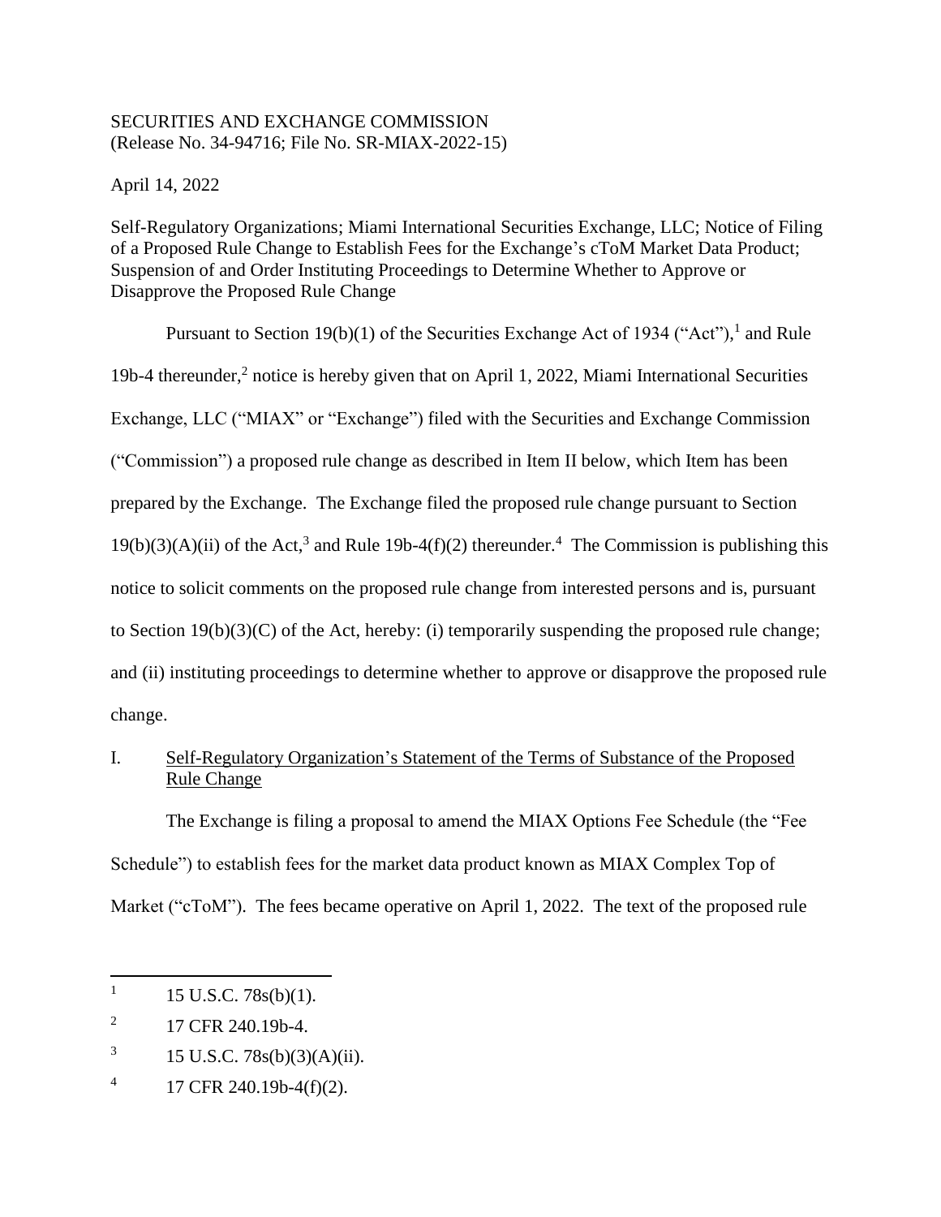SECURITIES AND EXCHANGE COMMISSION
(Release No. 34-94716; File No. SR-MIAX-2022-15)

April 14, 2022

Self-Regulatory Organizations; Miami International Securities Exchange, LLC; Notice of Filing of a Proposed Rule Change to Establish Fees for the Exchange's cToM Market Data Product; Suspension of and Order Instituting Proceedings to Determine Whether to Approve or Disapprove the Proposed Rule Change

Pursuant to Section 19(b)(1) of the Securities Exchange Act of 1934 ("Act"),[1] and Rule 19b-4 thereunder,[2] notice is hereby given that on April 1, 2022, Miami International Securities Exchange, LLC ("MIAX" or "Exchange") filed with the Securities and Exchange Commission ("Commission") a proposed rule change as described in Item II below, which Item has been prepared by the Exchange. The Exchange filed the proposed rule change pursuant to Section 19(b)(3)(A)(ii) of the Act,[3] and Rule 19b-4(f)(2) thereunder.[4] The Commission is publishing this notice to solicit comments on the proposed rule change from interested persons and is, pursuant to Section 19(b)(3)(C) of the Act, hereby: (i) temporarily suspending the proposed rule change; and (ii) instituting proceedings to determine whether to approve or disapprove the proposed rule change.

## I. Self-Regulatory Organization's Statement of the Terms of Substance of the Proposed Rule Change

The Exchange is filing a proposal to amend the MIAX Options Fee Schedule (the "Fee Schedule") to establish fees for the market data product known as MIAX Complex Top of Market ("cToM"). The fees became operative on April 1, 2022. The text of the proposed rule

---

[1] 15 U.S.C. 78s(b)(1).

[2] 17 CFR 240.19b-4.

[3] 15 U.S.C. 78s(b)(3)(A)(ii).

[4] 17 CFR 240.19b-4(f)(2).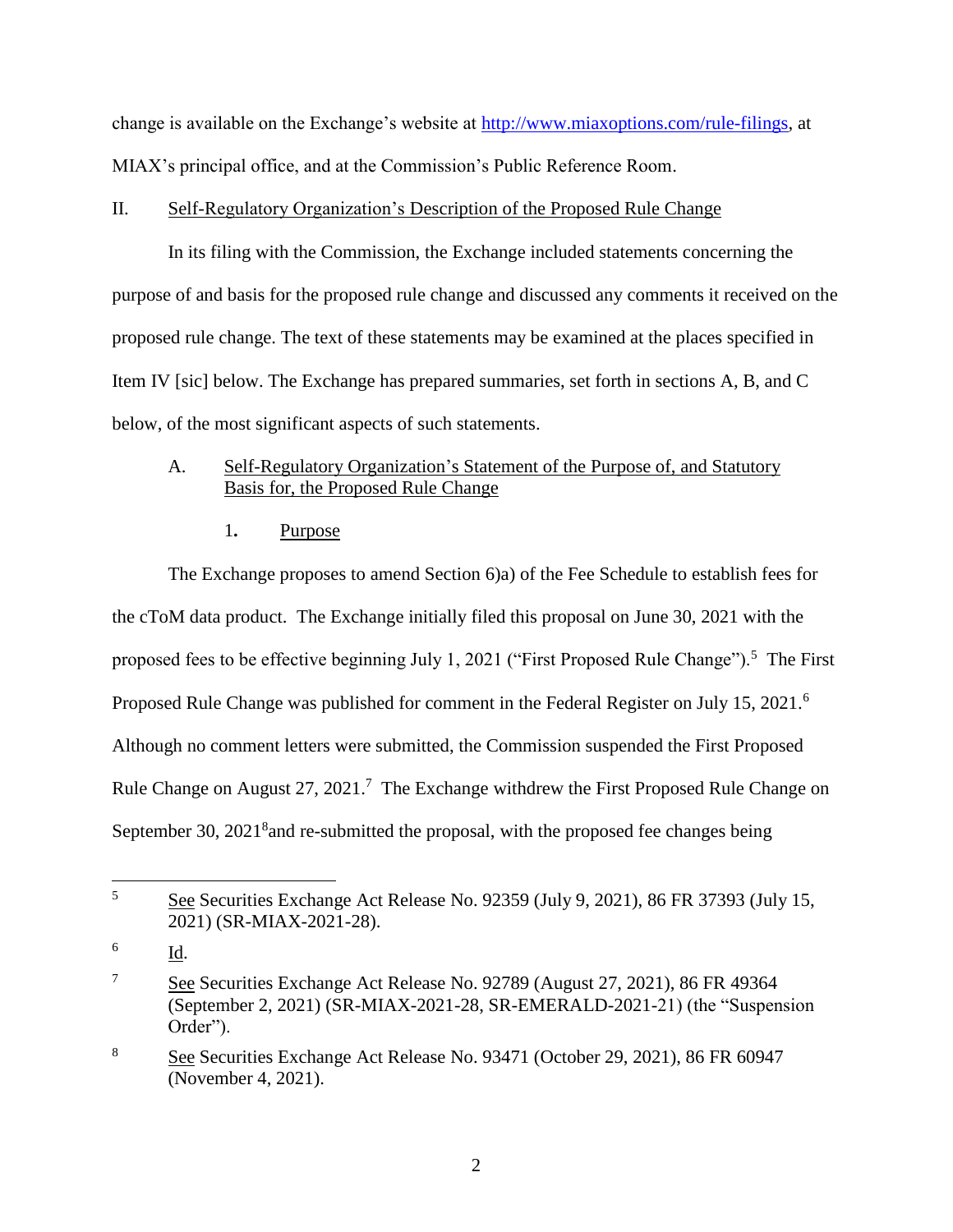change is available on the Exchange's website at http://www.miaxoptions.com/rule-filings, at MIAX's principal office, and at the Commission's Public Reference Room.

II. Self-Regulatory Organization's Description of the Proposed Rule Change

In its filing with the Commission, the Exchange included statements concerning the purpose of and basis for the proposed rule change and discussed any comments it received on the proposed rule change. The text of these statements may be examined at the places specified in Item IV [sic] below. The Exchange has prepared summaries, set forth in sections A, B, and C below, of the most significant aspects of such statements.

A. Self-Regulatory Organization's Statement of the Purpose of, and Statutory Basis for, the Proposed Rule Change

1. Purpose

The Exchange proposes to amend Section 6)a) of the Fee Schedule to establish fees for the cToM data product. The Exchange initially filed this proposal on June 30, 2021 with the proposed fees to be effective beginning July 1, 2021 ("First Proposed Rule Change").[5] The First Proposed Rule Change was published for comment in the Federal Register on July 15, 2021.[6] Although no comment letters were submitted, the Commission suspended the First Proposed Rule Change on August 27, 2021.[7] The Exchange withdrew the First Proposed Rule Change on September 30, 2021[8] and re-submitted the proposal, with the proposed fee changes being

---

[5] See Securities Exchange Act Release No. 92359 (July 9, 2021), 86 FR 37393 (July 15, 2021) (SR-MIAX-2021-28).

[6] Id.

[7] See Securities Exchange Act Release No. 92789 (August 27, 2021), 86 FR 49364 (September 2, 2021) (SR-MIAX-2021-28, SR-EMERALD-2021-21) (the "Suspension Order").

[8] See Securities Exchange Act Release No. 93471 (October 29, 2021), 86 FR 60947 (November 4, 2021).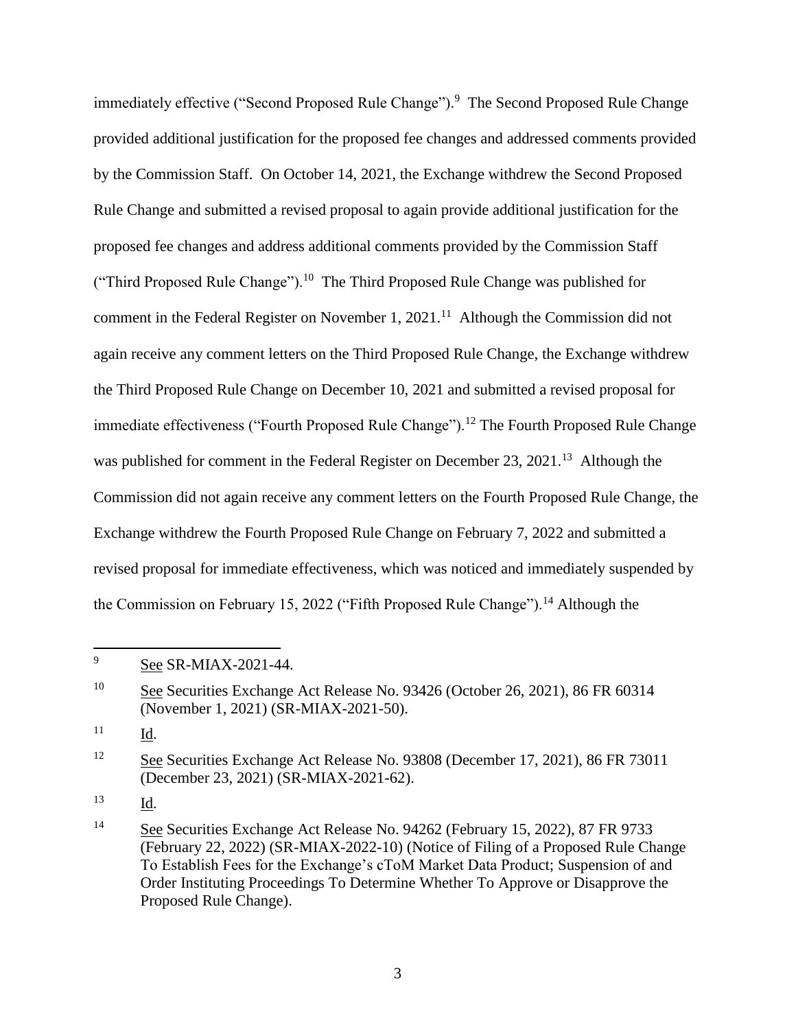immediately effective ("Second Proposed Rule Change").[9] The Second Proposed Rule Change provided additional justification for the proposed fee changes and addressed comments provided by the Commission Staff. On October 14, 2021, the Exchange withdrew the Second Proposed Rule Change and submitted a revised proposal to again provide additional justification for the proposed fee changes and address additional comments provided by the Commission Staff ("Third Proposed Rule Change").[10] The Third Proposed Rule Change was published for comment in the Federal Register on November 1, 2021.[11] Although the Commission did not again receive any comment letters on the Third Proposed Rule Change, the Exchange withdrew the Third Proposed Rule Change on December 10, 2021 and submitted a revised proposal for immediate effectiveness ("Fourth Proposed Rule Change").[12] The Fourth Proposed Rule Change was published for comment in the Federal Register on December 23, 2021.[13] Although the Commission did not again receive any comment letters on the Fourth Proposed Rule Change, the Exchange withdrew the Fourth Proposed Rule Change on February 7, 2022 and submitted a revised proposal for immediate effectiveness, which was noticed and immediately suspended by the Commission on February 15, 2022 ("Fifth Proposed Rule Change").[14] Although the

---

[9] See SR-MIAX-2021-44.

[10] See Securities Exchange Act Release No. 93426 (October 26, 2021), 86 FR 60314 (November 1, 2021) (SR-MIAX-2021-50).

[11] Id.

[12] See Securities Exchange Act Release No. 93808 (December 17, 2021), 86 FR 73011 (December 23, 2021) (SR-MIAX-2021-62).

[13] Id.

[14] See Securities Exchange Act Release No. 94262 (February 15, 2022), 87 FR 9733 (February 22, 2022) (SR-MIAX-2022-10) (Notice of Filing of a Proposed Rule Change To Establish Fees for the Exchange's cToM Market Data Product; Suspension of and Order Instituting Proceedings To Determine Whether To Approve or Disapprove the Proposed Rule Change).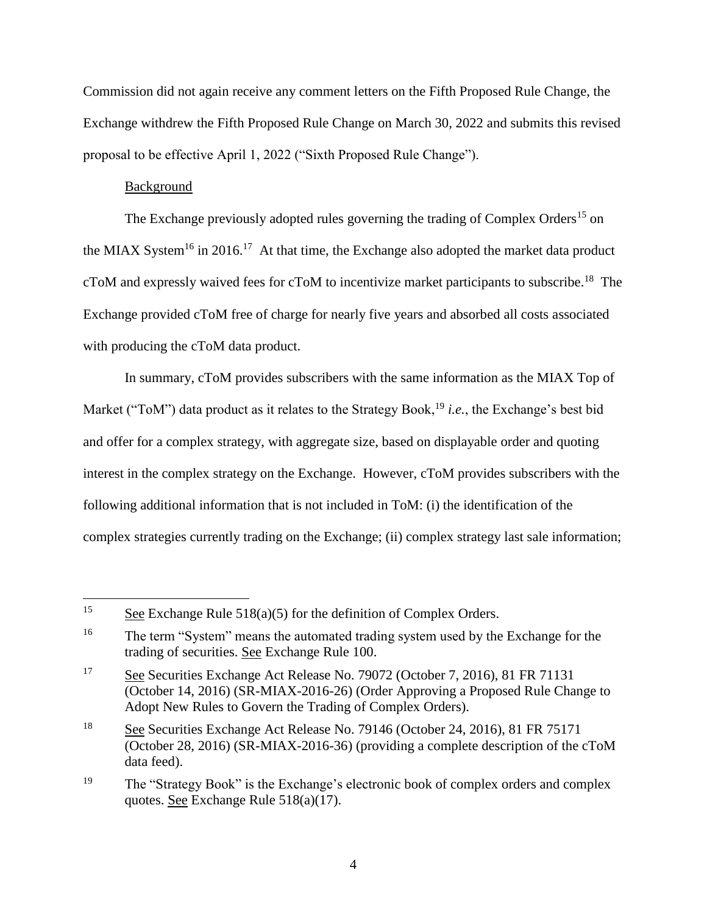Commission did not again receive any comment letters on the Fifth Proposed Rule Change, the Exchange withdrew the Fifth Proposed Rule Change on March 30, 2022 and submits this revised proposal to be effective April 1, 2022 ("Sixth Proposed Rule Change").

Background

The Exchange previously adopted rules governing the trading of Complex Orders[15] on the MIAX System[16] in 2016.[17] At that time, the Exchange also adopted the market data product cToM and expressly waived fees for cToM to incentivize market participants to subscribe.[18] The Exchange provided cToM free of charge for nearly five years and absorbed all costs associated with producing the cToM data product.

In summary, cToM provides subscribers with the same information as the MIAX Top of Market ("ToM") data product as it relates to the Strategy Book,[19] *i.e.*, the Exchange's best bid and offer for a complex strategy, with aggregate size, based on displayable order and quoting interest in the complex strategy on the Exchange. However, cToM provides subscribers with the following additional information that is not included in ToM: (i) the identification of the complex strategies currently trading on the Exchange; (ii) complex strategy last sale information;

---

[15] See Exchange Rule 518(a)(5) for the definition of Complex Orders.

[16] The term "System" means the automated trading system used by the Exchange for the trading of securities. See Exchange Rule 100.

[17] See Securities Exchange Act Release No. 79072 (October 7, 2016), 81 FR 71131 (October 14, 2016) (SR-MIAX-2016-26) (Order Approving a Proposed Rule Change to Adopt New Rules to Govern the Trading of Complex Orders).

[18] See Securities Exchange Act Release No. 79146 (October 24, 2016), 81 FR 75171 (October 28, 2016) (SR-MIAX-2016-36) (providing a complete description of the cToM data feed).

[19] The "Strategy Book" is the Exchange's electronic book of complex orders and complex quotes. See Exchange Rule 518(a)(17).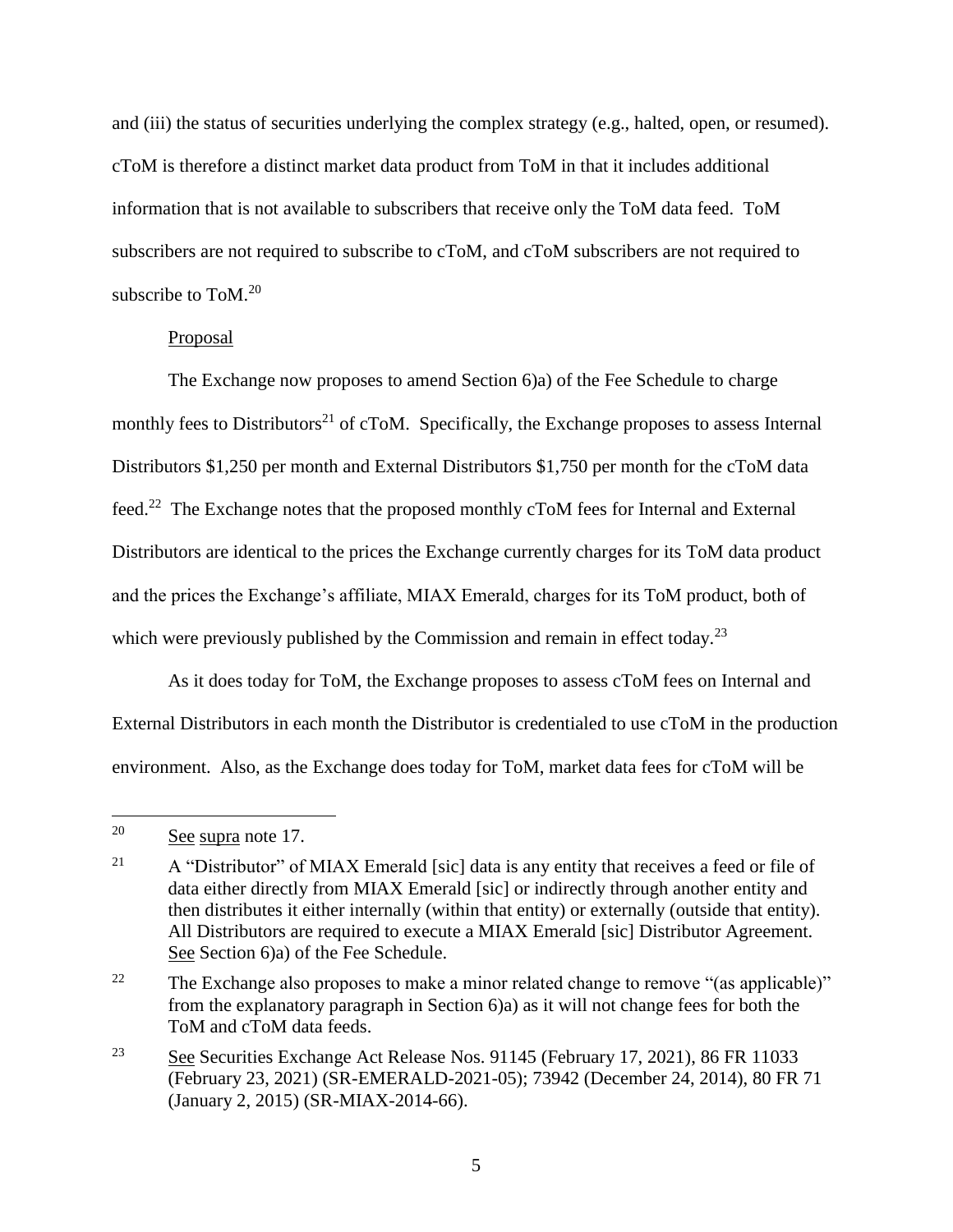and (iii) the status of securities underlying the complex strategy (e.g., halted, open, or resumed). cToM is therefore a distinct market data product from ToM in that it includes additional information that is not available to subscribers that receive only the ToM data feed. ToM subscribers are not required to subscribe to cToM, and cToM subscribers are not required to subscribe to ToM.[20]

Proposal

The Exchange now proposes to amend Section 6)a) of the Fee Schedule to charge monthly fees to Distributors[21] of cToM. Specifically, the Exchange proposes to assess Internal Distributors $1,250 per month and External Distributors $1,750 per month for the cToM data feed.[22] The Exchange notes that the proposed monthly cToM fees for Internal and External Distributors are identical to the prices the Exchange currently charges for its ToM data product and the prices the Exchange's affiliate, MIAX Emerald, charges for its ToM product, both of which were previously published by the Commission and remain in effect today.[23]

As it does today for ToM, the Exchange proposes to assess cToM fees on Internal and External Distributors in each month the Distributor is credentialed to use cToM in the production environment. Also, as the Exchange does today for ToM, market data fees for cToM will be

---

[20] See supra note 17.

[21] A "Distributor" of MIAX Emerald [sic] data is any entity that receives a feed or file of data either directly from MIAX Emerald [sic] or indirectly through another entity and then distributes it either internally (within that entity) or externally (outside that entity). All Distributors are required to execute a MIAX Emerald [sic] Distributor Agreement. See Section 6)a) of the Fee Schedule.

[22] The Exchange also proposes to make a minor related change to remove "(as applicable)" from the explanatory paragraph in Section 6)a) as it will not change fees for both the ToM and cToM data feeds.

[23] See Securities Exchange Act Release Nos. 91145 (February 17, 2021), 86 FR 11033 (February 23, 2021) (SR-EMERALD-2021-05); 73942 (December 24, 2014), 80 FR 71 (January 2, 2015) (SR-MIAX-2014-66).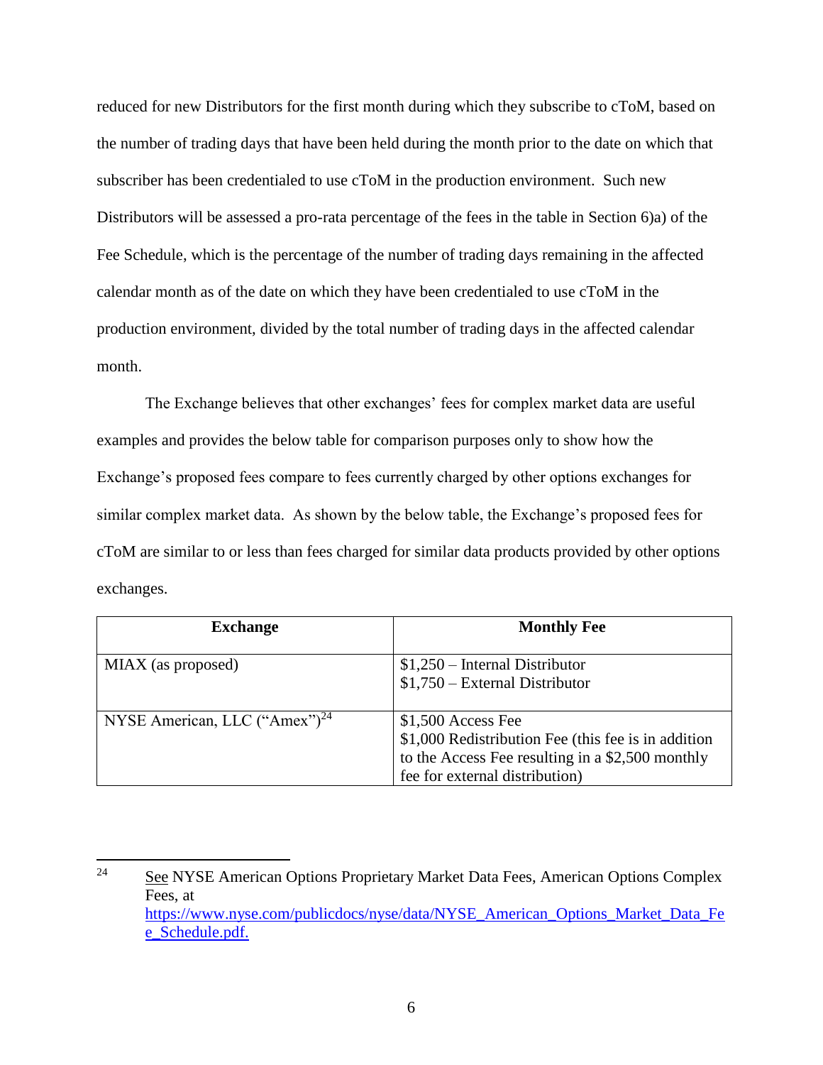reduced for new Distributors for the first month during which they subscribe to cToM, based on the number of trading days that have been held during the month prior to the date on which that subscriber has been credentialed to use cToM in the production environment. Such new Distributors will be assessed a pro-rata percentage of the fees in the table in Section 6)a) of the Fee Schedule, which is the percentage of the number of trading days remaining in the affected calendar month as of the date on which they have been credentialed to use cToM in the production environment, divided by the total number of trading days in the affected calendar month.

The Exchange believes that other exchanges' fees for complex market data are useful examples and provides the below table for comparison purposes only to show how the Exchange's proposed fees compare to fees currently charged by other options exchanges for similar complex market data. As shown by the below table, the Exchange's proposed fees for cToM are similar to or less than fees charged for similar data products provided by other options exchanges.

| Exchange | Monthly Fee |
|---|---|
| MIAX (as proposed) | $1,250 – Internal Distributor<br>$1,750 – External Distributor |
| NYSE American, LLC ("Amex")[24] | $1,500 Access Fee<br>$1,000 Redistribution Fee (this fee is in addition to the Access Fee resulting in a $2,500 monthly fee for external distribution) |

---

[24] See NYSE American Options Proprietary Market Data Fees, American Options Complex Fees, at https://www.nyse.com/publicdocs/nyse/data/NYSE_American_Options_Market_Data_Fee_Schedule.pdf.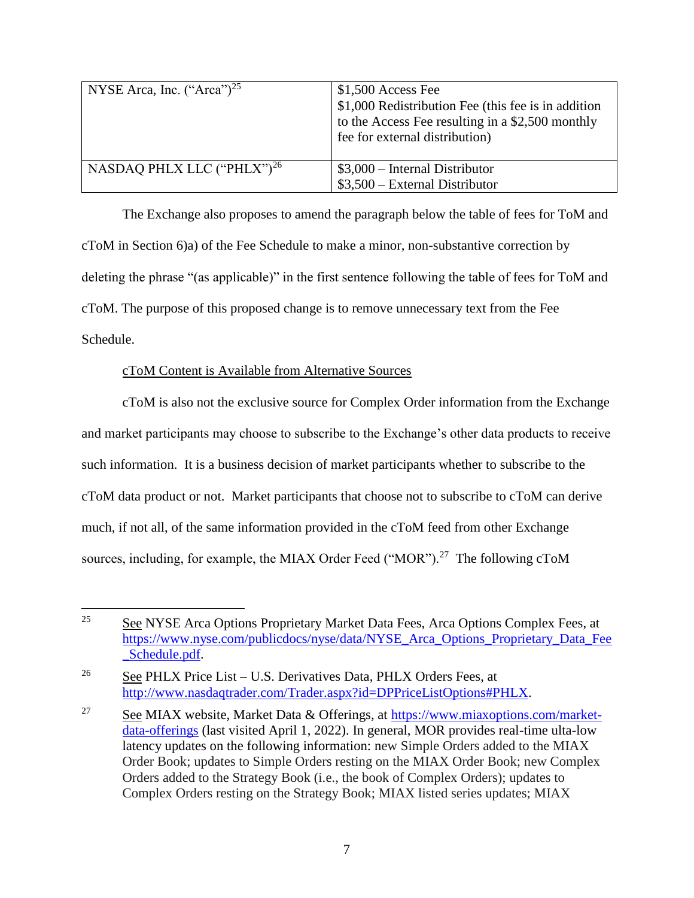| | |
|---|---|
| NYSE Arca, Inc. ("Arca")[25] | $1,500 Access Fee<br>$1,000 Redistribution Fee (this fee is in addition to the Access Fee resulting in a $2,500 monthly fee for external distribution) |
| NASDAQ PHLX LLC ("PHLX")[26] | $3,000 – Internal Distributor<br>$3,500 – External Distributor |

The Exchange also proposes to amend the paragraph below the table of fees for ToM and cToM in Section 6)a) of the Fee Schedule to make a minor, non-substantive correction by deleting the phrase "(as applicable)" in the first sentence following the table of fees for ToM and cToM. The purpose of this proposed change is to remove unnecessary text from the Fee Schedule.

cToM Content is Available from Alternative Sources

cToM is also not the exclusive source for Complex Order information from the Exchange and market participants may choose to subscribe to the Exchange's other data products to receive such information. It is a business decision of market participants whether to subscribe to the cToM data product or not. Market participants that choose not to subscribe to cToM can derive much, if not all, of the same information provided in the cToM feed from other Exchange sources, including, for example, the MIAX Order Feed ("MOR").[27] The following cToM

---

[25] See NYSE Arca Options Proprietary Market Data Fees, Arca Options Complex Fees, at https://www.nyse.com/publicdocs/nyse/data/NYSE_Arca_Options_Proprietary_Data_Fee_Schedule.pdf.

[26] See PHLX Price List – U.S. Derivatives Data, PHLX Orders Fees, at http://www.nasdaqtrader.com/Trader.aspx?id=DPPriceListOptions#PHLX.

[27] See MIAX website, Market Data & Offerings, at https://www.miaxoptions.com/market-data-offerings (last visited April 1, 2022). In general, MOR provides real-time ulta-low latency updates on the following information: new Simple Orders added to the MIAX Order Book; updates to Simple Orders resting on the MIAX Order Book; new Complex Orders added to the Strategy Book (i.e., the book of Complex Orders); updates to Complex Orders resting on the Strategy Book; MIAX listed series updates; MIAX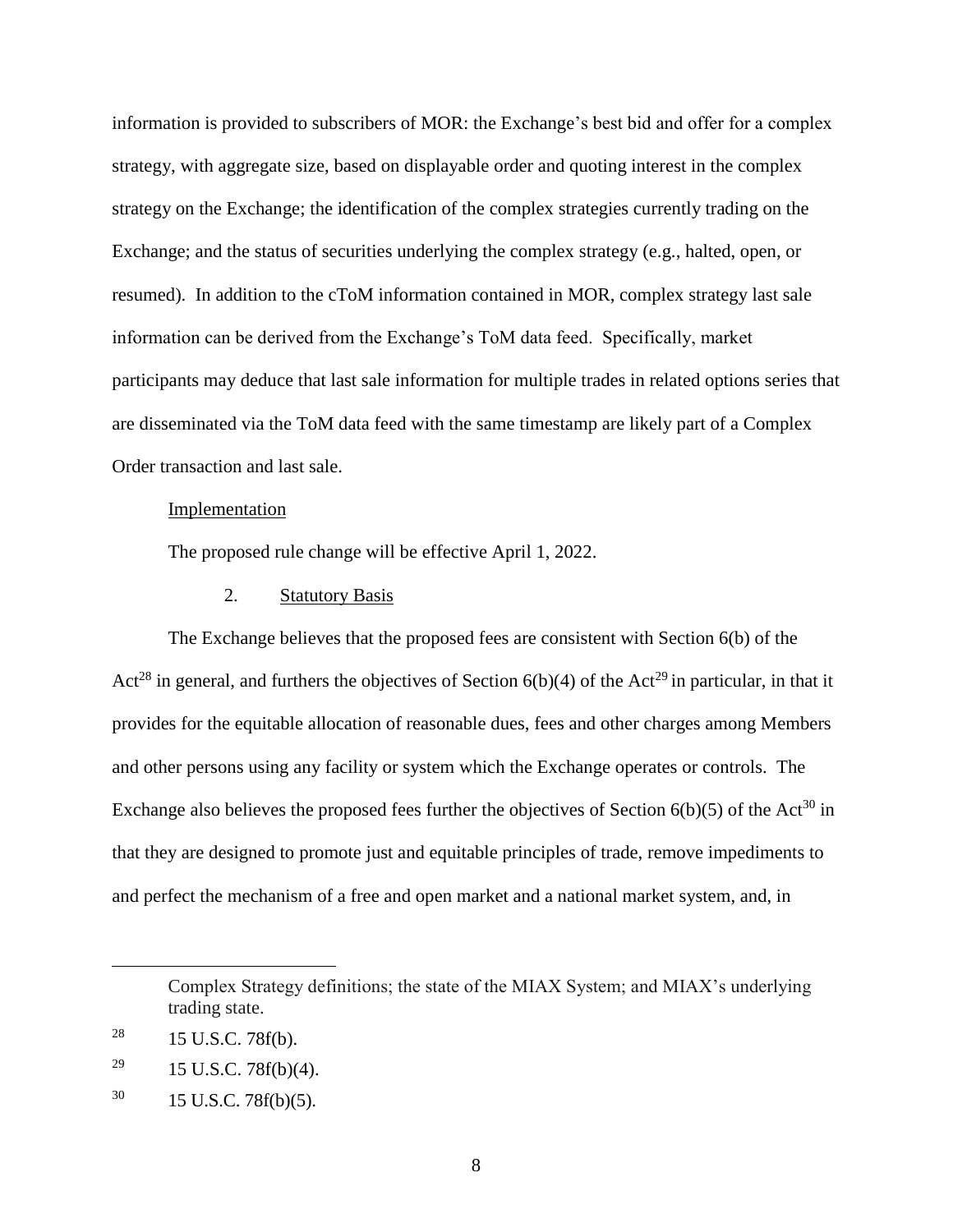information is provided to subscribers of MOR: the Exchange's best bid and offer for a complex strategy, with aggregate size, based on displayable order and quoting interest in the complex strategy on the Exchange; the identification of the complex strategies currently trading on the Exchange; and the status of securities underlying the complex strategy (e.g., halted, open, or resumed). In addition to the cToM information contained in MOR, complex strategy last sale information can be derived from the Exchange's ToM data feed. Specifically, market participants may deduce that last sale information for multiple trades in related options series that are disseminated via the ToM data feed with the same timestamp are likely part of a Complex Order transaction and last sale.

Implementation

The proposed rule change will be effective April 1, 2022.

2. Statutory Basis

The Exchange believes that the proposed fees are consistent with Section 6(b) of the Act[28] in general, and furthers the objectives of Section 6(b)(4) of the Act[29] in particular, in that it provides for the equitable allocation of reasonable dues, fees and other charges among Members and other persons using any facility or system which the Exchange operates or controls. The Exchange also believes the proposed fees further the objectives of Section 6(b)(5) of the Act[30] in that they are designed to promote just and equitable principles of trade, remove impediments to and perfect the mechanism of a free and open market and a national market system, and, in

---

Complex Strategy definitions; the state of the MIAX System; and MIAX's underlying trading state.

[28] 15 U.S.C. 78f(b).

[29] 15 U.S.C. 78f(b)(4).

[30] 15 U.S.C. 78f(b)(5).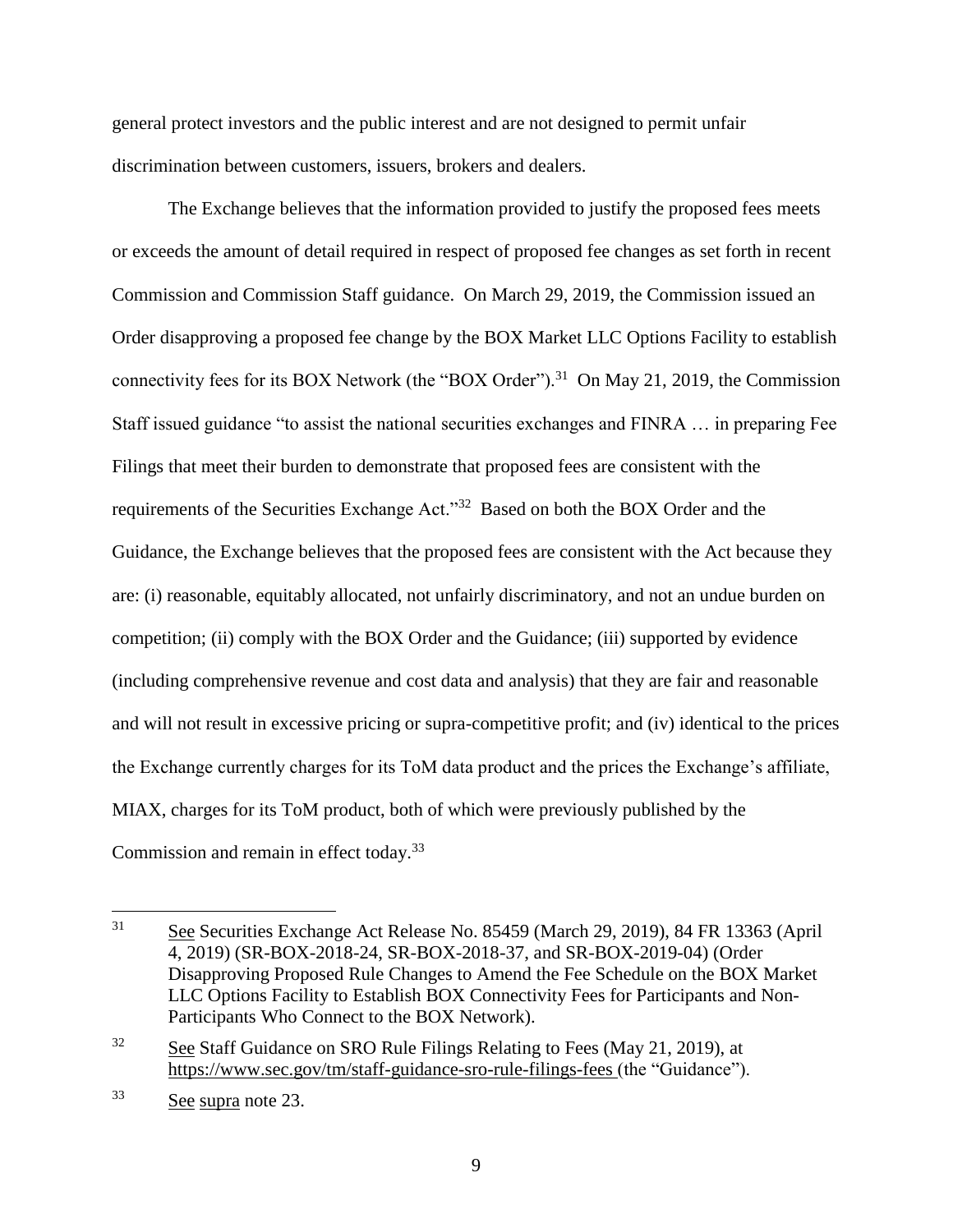general protect investors and the public interest and are not designed to permit unfair discrimination between customers, issuers, brokers and dealers.

The Exchange believes that the information provided to justify the proposed fees meets or exceeds the amount of detail required in respect of proposed fee changes as set forth in recent Commission and Commission Staff guidance. On March 29, 2019, the Commission issued an Order disapproving a proposed fee change by the BOX Market LLC Options Facility to establish connectivity fees for its BOX Network (the "BOX Order").[31] On May 21, 2019, the Commission Staff issued guidance "to assist the national securities exchanges and FINRA … in preparing Fee Filings that meet their burden to demonstrate that proposed fees are consistent with the requirements of the Securities Exchange Act."[32] Based on both the BOX Order and the Guidance, the Exchange believes that the proposed fees are consistent with the Act because they are: (i) reasonable, equitably allocated, not unfairly discriminatory, and not an undue burden on competition; (ii) comply with the BOX Order and the Guidance; (iii) supported by evidence (including comprehensive revenue and cost data and analysis) that they are fair and reasonable and will not result in excessive pricing or supra-competitive profit; and (iv) identical to the prices the Exchange currently charges for its ToM data product and the prices the Exchange's affiliate, MIAX, charges for its ToM product, both of which were previously published by the Commission and remain in effect today.[33]

---

[31] See Securities Exchange Act Release No. 85459 (March 29, 2019), 84 FR 13363 (April 4, 2019) (SR-BOX-2018-24, SR-BOX-2018-37, and SR-BOX-2019-04) (Order Disapproving Proposed Rule Changes to Amend the Fee Schedule on the BOX Market LLC Options Facility to Establish BOX Connectivity Fees for Participants and Non-Participants Who Connect to the BOX Network).

[32] See Staff Guidance on SRO Rule Filings Relating to Fees (May 21, 2019), at https://www.sec.gov/tm/staff-guidance-sro-rule-filings-fees (the "Guidance").

[33] See supra note 23.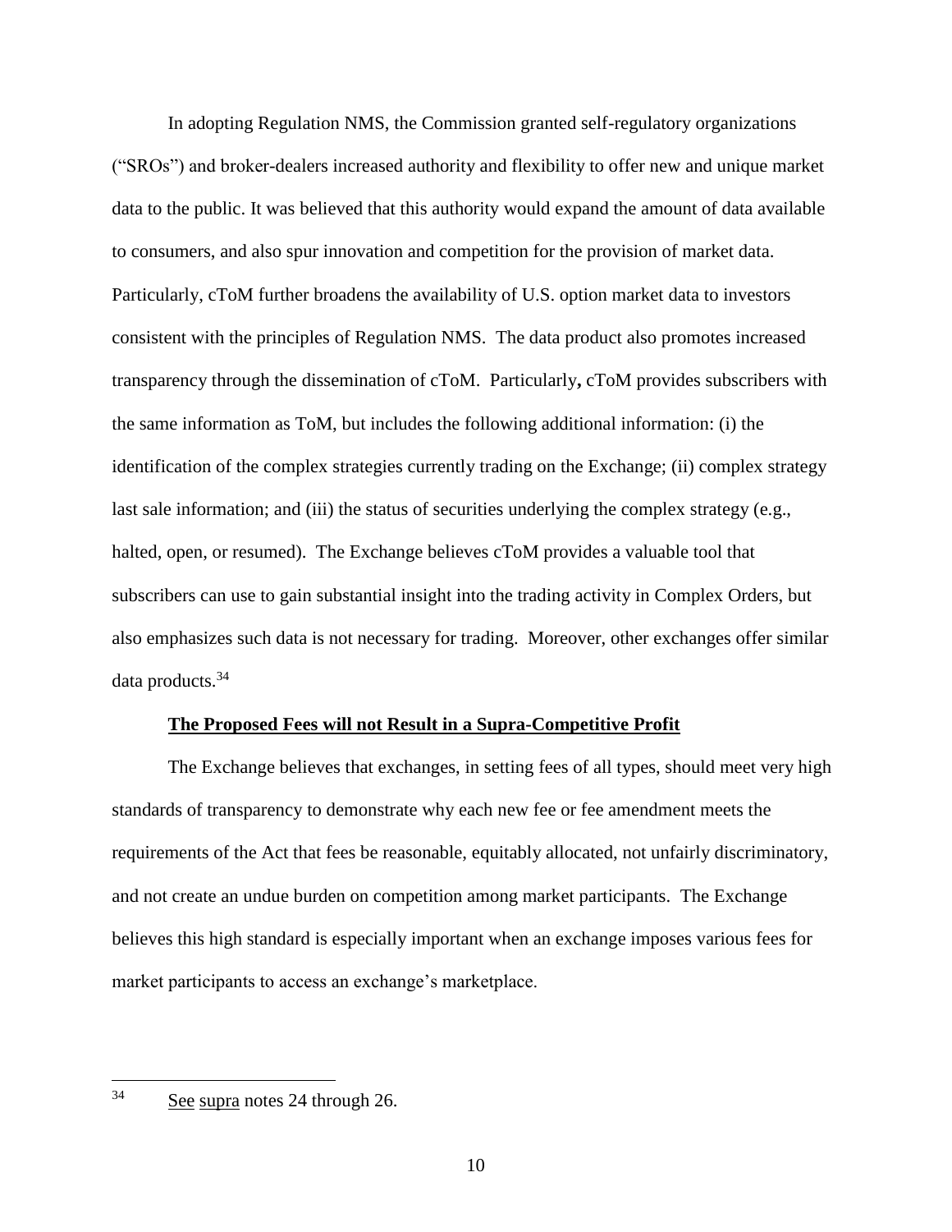In adopting Regulation NMS, the Commission granted self-regulatory organizations ("SROs") and broker-dealers increased authority and flexibility to offer new and unique market data to the public. It was believed that this authority would expand the amount of data available to consumers, and also spur innovation and competition for the provision of market data. Particularly, cToM further broadens the availability of U.S. option market data to investors consistent with the principles of Regulation NMS. The data product also promotes increased transparency through the dissemination of cToM. Particularly**,** cToM provides subscribers with the same information as ToM, but includes the following additional information: (i) the identification of the complex strategies currently trading on the Exchange; (ii) complex strategy last sale information; and (iii) the status of securities underlying the complex strategy (e.g., halted, open, or resumed). The Exchange believes cToM provides a valuable tool that subscribers can use to gain substantial insight into the trading activity in Complex Orders, but also emphasizes such data is not necessary for trading. Moreover, other exchanges offer similar data products.[34]

**The Proposed Fees will not Result in a Supra-Competitive Profit**

The Exchange believes that exchanges, in setting fees of all types, should meet very high standards of transparency to demonstrate why each new fee or fee amendment meets the requirements of the Act that fees be reasonable, equitably allocated, not unfairly discriminatory, and not create an undue burden on competition among market participants. The Exchange believes this high standard is especially important when an exchange imposes various fees for market participants to access an exchange's marketplace.

---

[34] See supra notes 24 through 26.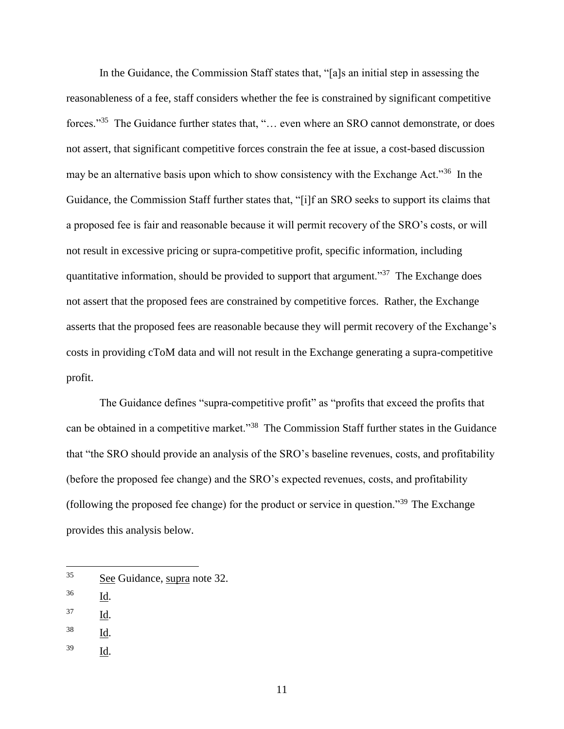In the Guidance, the Commission Staff states that, "[a]s an initial step in assessing the reasonableness of a fee, staff considers whether the fee is constrained by significant competitive forces."[35] The Guidance further states that, "… even where an SRO cannot demonstrate, or does not assert, that significant competitive forces constrain the fee at issue, a cost-based discussion may be an alternative basis upon which to show consistency with the Exchange Act."[36] In the Guidance, the Commission Staff further states that, "[i]f an SRO seeks to support its claims that a proposed fee is fair and reasonable because it will permit recovery of the SRO's costs, or will not result in excessive pricing or supra-competitive profit, specific information, including quantitative information, should be provided to support that argument."[37] The Exchange does not assert that the proposed fees are constrained by competitive forces. Rather, the Exchange asserts that the proposed fees are reasonable because they will permit recovery of the Exchange's costs in providing cToM data and will not result in the Exchange generating a supra-competitive profit.

The Guidance defines "supra-competitive profit" as "profits that exceed the profits that can be obtained in a competitive market."[38] The Commission Staff further states in the Guidance that "the SRO should provide an analysis of the SRO's baseline revenues, costs, and profitability (before the proposed fee change) and the SRO's expected revenues, costs, and profitability (following the proposed fee change) for the product or service in question."[39] The Exchange provides this analysis below.

---

[35] See Guidance, supra note 32.

[36] Id.

[37] Id.

[38] Id.

[39] Id.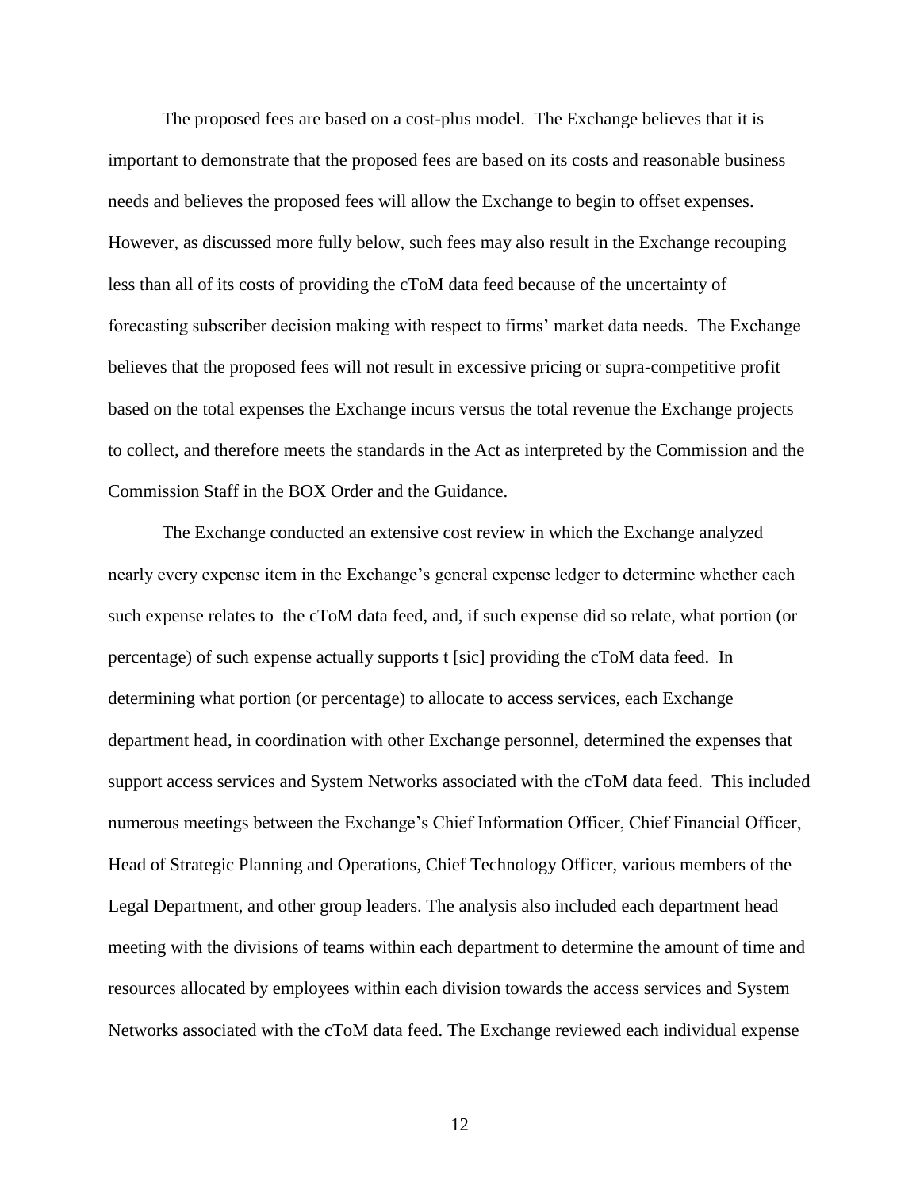The proposed fees are based on a cost-plus model. The Exchange believes that it is important to demonstrate that the proposed fees are based on its costs and reasonable business needs and believes the proposed fees will allow the Exchange to begin to offset expenses. However, as discussed more fully below, such fees may also result in the Exchange recouping less than all of its costs of providing the cToM data feed because of the uncertainty of forecasting subscriber decision making with respect to firms' market data needs. The Exchange believes that the proposed fees will not result in excessive pricing or supra-competitive profit based on the total expenses the Exchange incurs versus the total revenue the Exchange projects to collect, and therefore meets the standards in the Act as interpreted by the Commission and the Commission Staff in the BOX Order and the Guidance.

The Exchange conducted an extensive cost review in which the Exchange analyzed nearly every expense item in the Exchange's general expense ledger to determine whether each such expense relates to the cToM data feed, and, if such expense did so relate, what portion (or percentage) of such expense actually supports t [sic] providing the cToM data feed. In determining what portion (or percentage) to allocate to access services, each Exchange department head, in coordination with other Exchange personnel, determined the expenses that support access services and System Networks associated with the cToM data feed. This included numerous meetings between the Exchange's Chief Information Officer, Chief Financial Officer, Head of Strategic Planning and Operations, Chief Technology Officer, various members of the Legal Department, and other group leaders. The analysis also included each department head meeting with the divisions of teams within each department to determine the amount of time and resources allocated by employees within each division towards the access services and System Networks associated with the cToM data feed. The Exchange reviewed each individual expense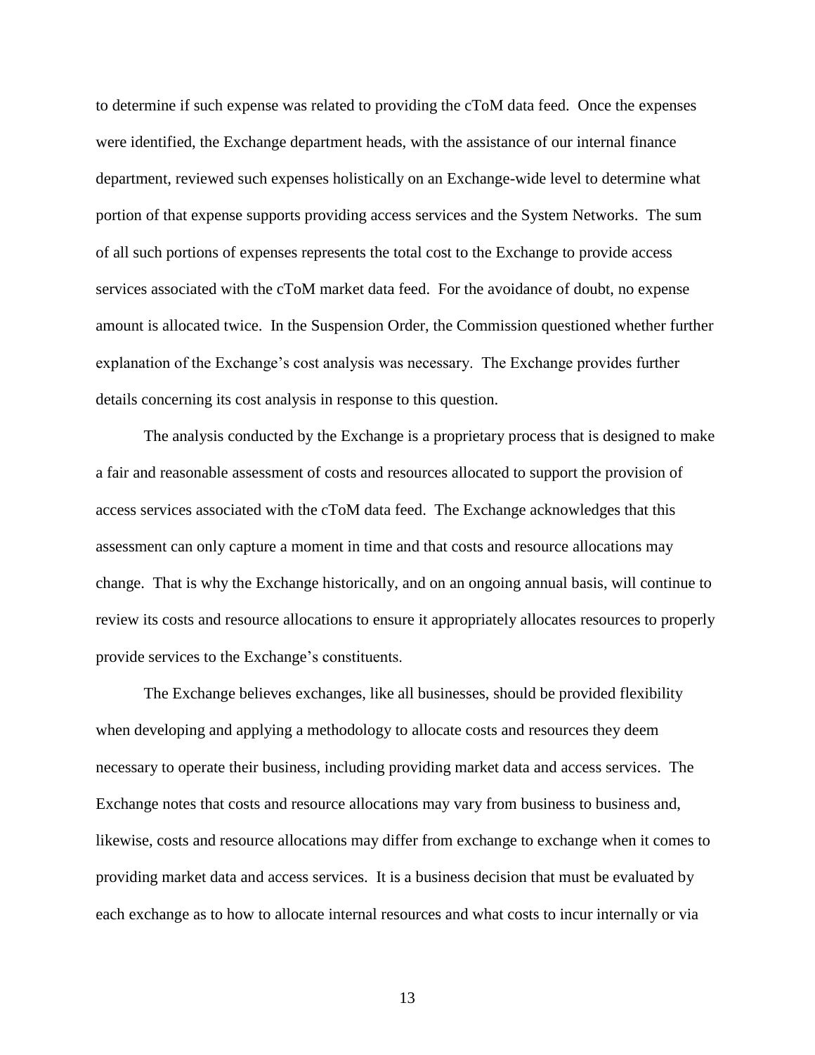to determine if such expense was related to providing the cToM data feed. Once the expenses were identified, the Exchange department heads, with the assistance of our internal finance department, reviewed such expenses holistically on an Exchange-wide level to determine what portion of that expense supports providing access services and the System Networks. The sum of all such portions of expenses represents the total cost to the Exchange to provide access services associated with the cToM market data feed. For the avoidance of doubt, no expense amount is allocated twice. In the Suspension Order, the Commission questioned whether further explanation of the Exchange's cost analysis was necessary. The Exchange provides further details concerning its cost analysis in response to this question.

The analysis conducted by the Exchange is a proprietary process that is designed to make a fair and reasonable assessment of costs and resources allocated to support the provision of access services associated with the cToM data feed. The Exchange acknowledges that this assessment can only capture a moment in time and that costs and resource allocations may change. That is why the Exchange historically, and on an ongoing annual basis, will continue to review its costs and resource allocations to ensure it appropriately allocates resources to properly provide services to the Exchange's constituents.

The Exchange believes exchanges, like all businesses, should be provided flexibility when developing and applying a methodology to allocate costs and resources they deem necessary to operate their business, including providing market data and access services. The Exchange notes that costs and resource allocations may vary from business to business and, likewise, costs and resource allocations may differ from exchange to exchange when it comes to providing market data and access services. It is a business decision that must be evaluated by each exchange as to how to allocate internal resources and what costs to incur internally or via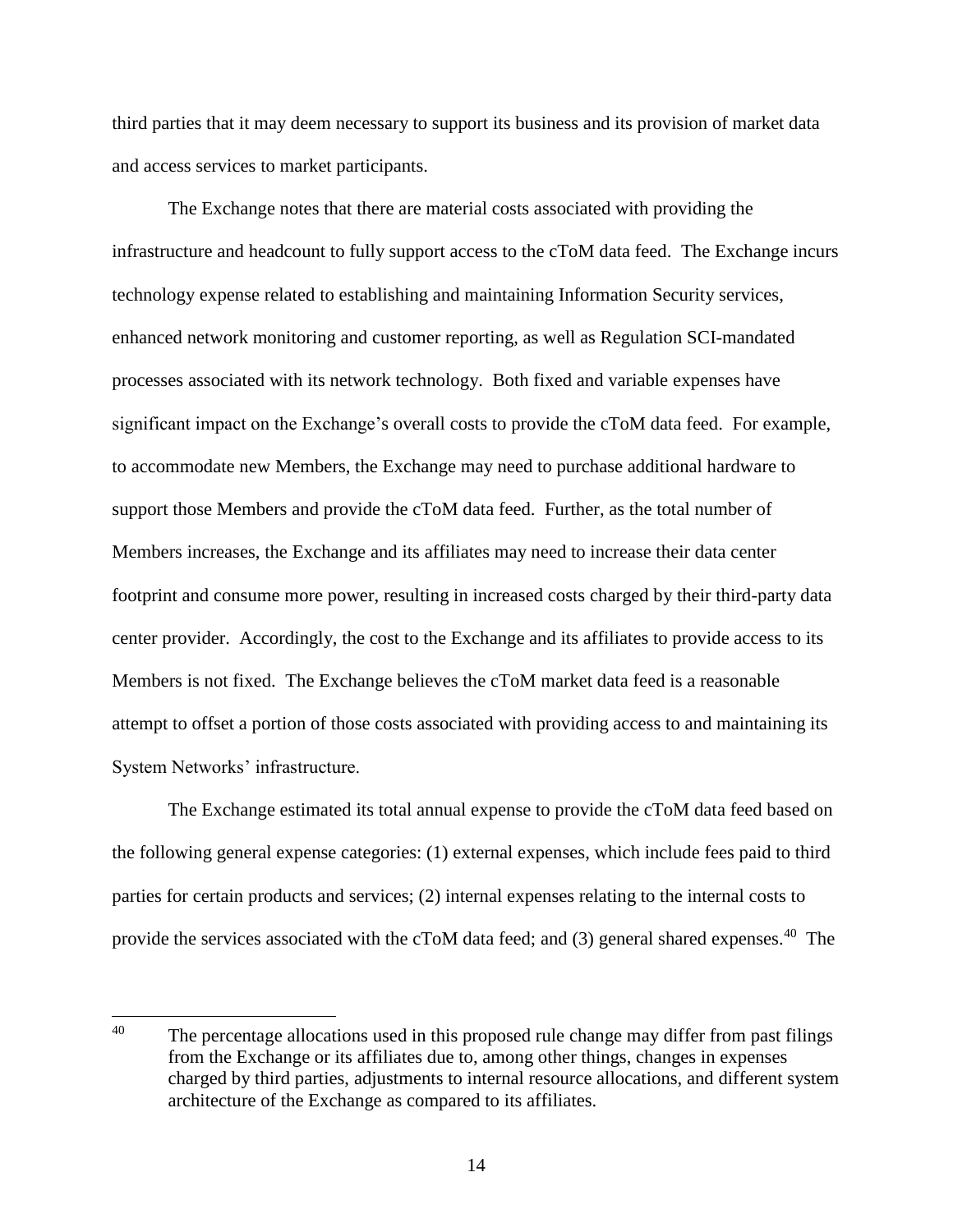third parties that it may deem necessary to support its business and its provision of market data and access services to market participants.

The Exchange notes that there are material costs associated with providing the infrastructure and headcount to fully support access to the cToM data feed. The Exchange incurs technology expense related to establishing and maintaining Information Security services, enhanced network monitoring and customer reporting, as well as Regulation SCI-mandated processes associated with its network technology. Both fixed and variable expenses have significant impact on the Exchange's overall costs to provide the cToM data feed. For example, to accommodate new Members, the Exchange may need to purchase additional hardware to support those Members and provide the cToM data feed. Further, as the total number of Members increases, the Exchange and its affiliates may need to increase their data center footprint and consume more power, resulting in increased costs charged by their third-party data center provider. Accordingly, the cost to the Exchange and its affiliates to provide access to its Members is not fixed. The Exchange believes the cToM market data feed is a reasonable attempt to offset a portion of those costs associated with providing access to and maintaining its System Networks' infrastructure.

The Exchange estimated its total annual expense to provide the cToM data feed based on the following general expense categories: (1) external expenses, which include fees paid to third parties for certain products and services; (2) internal expenses relating to the internal costs to provide the services associated with the cToM data feed; and (3) general shared expenses.[40] The

[40] The percentage allocations used in this proposed rule change may differ from past filings from the Exchange or its affiliates due to, among other things, changes in expenses charged by third parties, adjustments to internal resource allocations, and different system architecture of the Exchange as compared to its affiliates.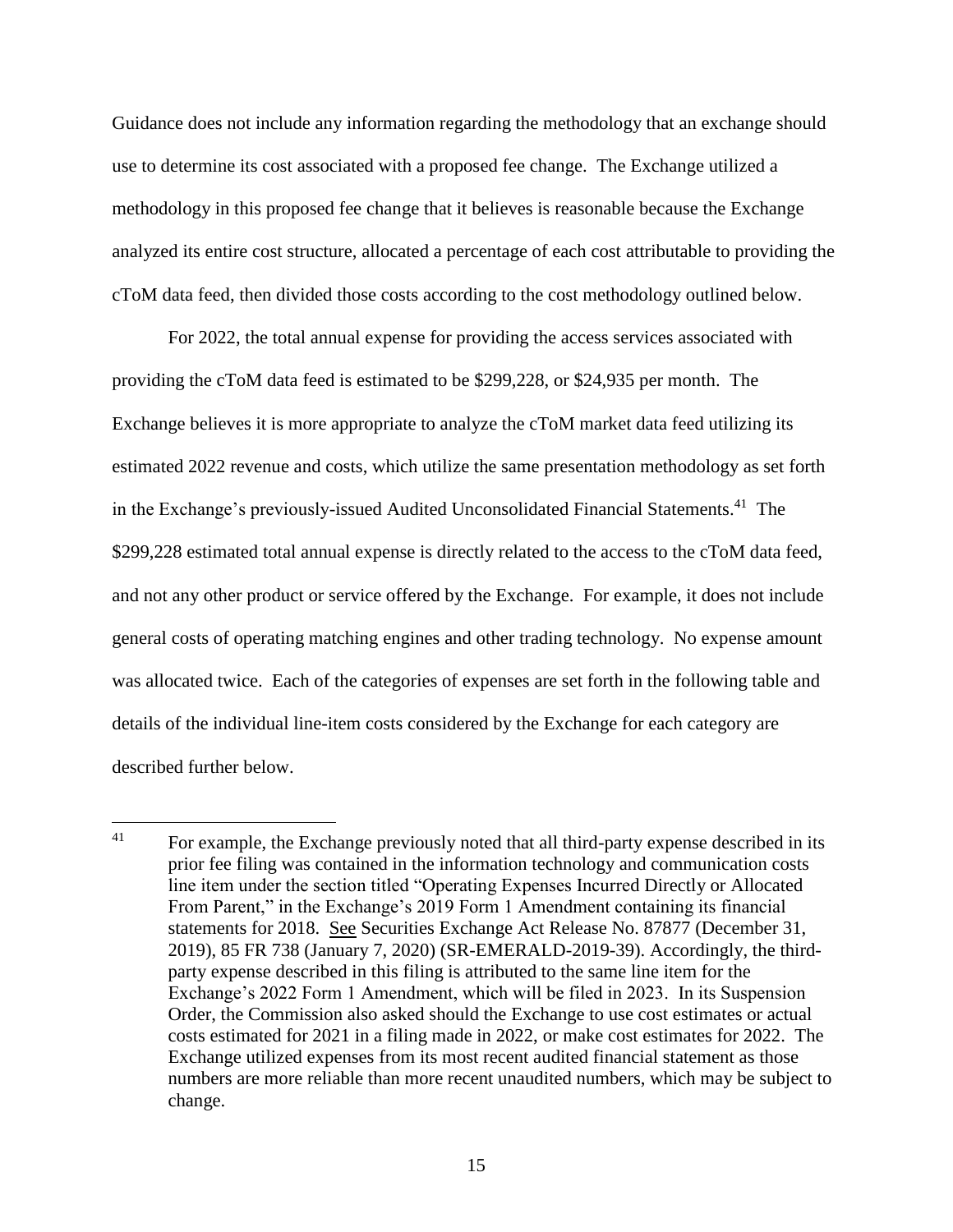Guidance does not include any information regarding the methodology that an exchange should use to determine its cost associated with a proposed fee change. The Exchange utilized a methodology in this proposed fee change that it believes is reasonable because the Exchange analyzed its entire cost structure, allocated a percentage of each cost attributable to providing the cToM data feed, then divided those costs according to the cost methodology outlined below.

For 2022, the total annual expense for providing the access services associated with providing the cToM data feed is estimated to be $299,228, or $24,935 per month. The Exchange believes it is more appropriate to analyze the cToM market data feed utilizing its estimated 2022 revenue and costs, which utilize the same presentation methodology as set forth in the Exchange's previously-issued Audited Unconsolidated Financial Statements.[41] The $299,228 estimated total annual expense is directly related to the access to the cToM data feed, and not any other product or service offered by the Exchange. For example, it does not include general costs of operating matching engines and other trading technology. No expense amount was allocated twice. Each of the categories of expenses are set forth in the following table and details of the individual line-item costs considered by the Exchange for each category are described further below.

[41] For example, the Exchange previously noted that all third-party expense described in its prior fee filing was contained in the information technology and communication costs line item under the section titled "Operating Expenses Incurred Directly or Allocated From Parent," in the Exchange's 2019 Form 1 Amendment containing its financial statements for 2018. See Securities Exchange Act Release No. 87877 (December 31, 2019), 85 FR 738 (January 7, 2020) (SR-EMERALD-2019-39). Accordingly, the third-party expense described in this filing is attributed to the same line item for the Exchange's 2022 Form 1 Amendment, which will be filed in 2023. In its Suspension Order, the Commission also asked should the Exchange to use cost estimates or actual costs estimated for 2021 in a filing made in 2022, or make cost estimates for 2022. The Exchange utilized expenses from its most recent audited financial statement as those numbers are more reliable than more recent unaudited numbers, which may be subject to change.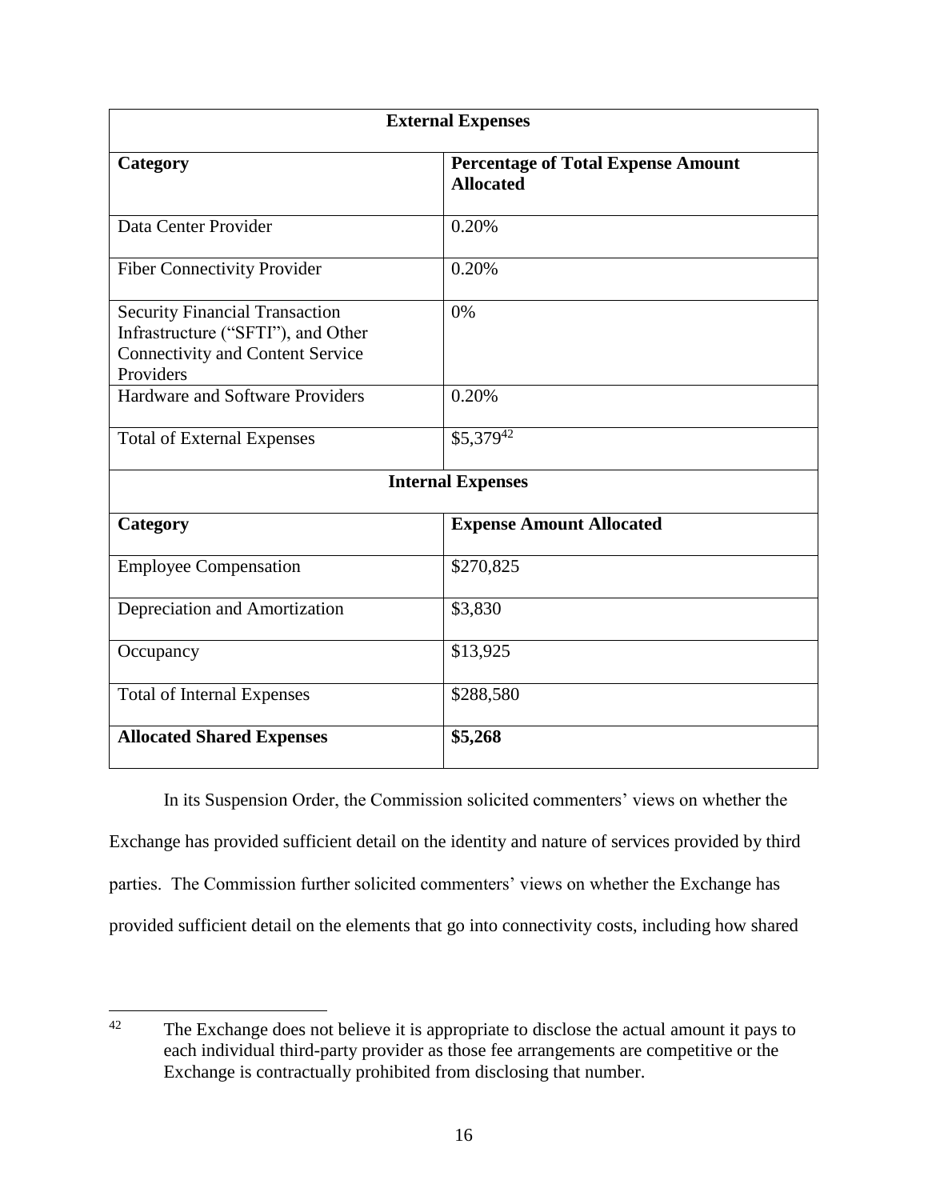| External Expenses | |
|---|---|
| **Category** | **Percentage of Total Expense Amount Allocated** |
| Data Center Provider | 0.20% |
| Fiber Connectivity Provider | 0.20% |
| Security Financial Transaction Infrastructure ("SFTI"), and Other Connectivity and Content Service Providers | 0% |
| Hardware and Software Providers | 0.20% |
| Total of External Expenses | $5,379[42] |
| **Internal Expenses** | |
| **Category** | **Expense Amount Allocated** |
| Employee Compensation | $270,825 |
| Depreciation and Amortization | $3,830 |
| Occupancy | $13,925 |
| Total of Internal Expenses | $288,580 |
| **Allocated Shared Expenses** | **$5,268** |

In its Suspension Order, the Commission solicited commenters' views on whether the Exchange has provided sufficient detail on the identity and nature of services provided by third parties. The Commission further solicited commenters' views on whether the Exchange has provided sufficient detail on the elements that go into connectivity costs, including how shared

[42] The Exchange does not believe it is appropriate to disclose the actual amount it pays to each individual third-party provider as those fee arrangements are competitive or the Exchange is contractually prohibited from disclosing that number.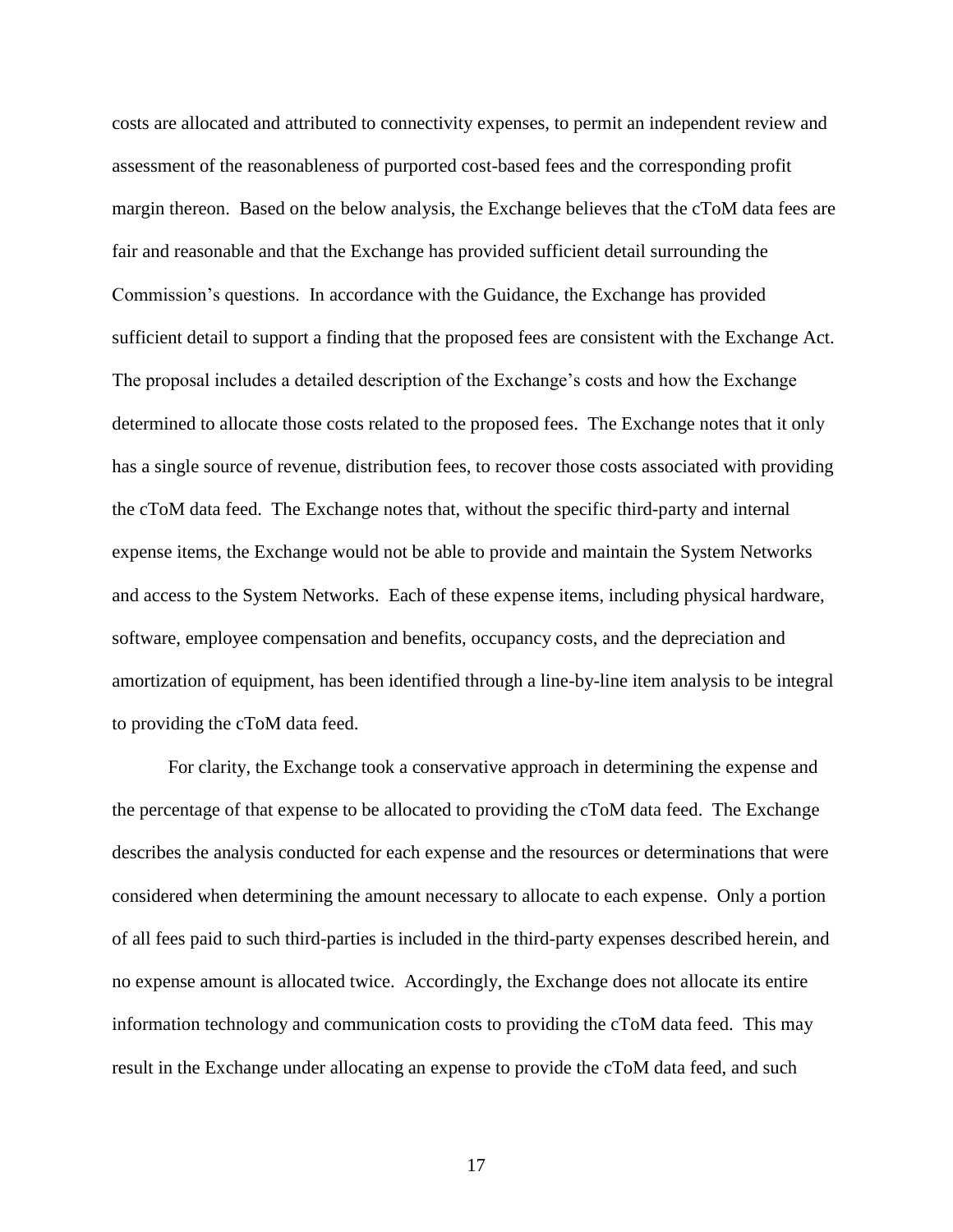costs are allocated and attributed to connectivity expenses, to permit an independent review and assessment of the reasonableness of purported cost-based fees and the corresponding profit margin thereon. Based on the below analysis, the Exchange believes that the cToM data fees are fair and reasonable and that the Exchange has provided sufficient detail surrounding the Commission's questions. In accordance with the Guidance, the Exchange has provided sufficient detail to support a finding that the proposed fees are consistent with the Exchange Act. The proposal includes a detailed description of the Exchange's costs and how the Exchange determined to allocate those costs related to the proposed fees. The Exchange notes that it only has a single source of revenue, distribution fees, to recover those costs associated with providing the cToM data feed. The Exchange notes that, without the specific third-party and internal expense items, the Exchange would not be able to provide and maintain the System Networks and access to the System Networks. Each of these expense items, including physical hardware, software, employee compensation and benefits, occupancy costs, and the depreciation and amortization of equipment, has been identified through a line-by-line item analysis to be integral to providing the cToM data feed.

For clarity, the Exchange took a conservative approach in determining the expense and the percentage of that expense to be allocated to providing the cToM data feed. The Exchange describes the analysis conducted for each expense and the resources or determinations that were considered when determining the amount necessary to allocate to each expense. Only a portion of all fees paid to such third-parties is included in the third-party expenses described herein, and no expense amount is allocated twice. Accordingly, the Exchange does not allocate its entire information technology and communication costs to providing the cToM data feed. This may result in the Exchange under allocating an expense to provide the cToM data feed, and such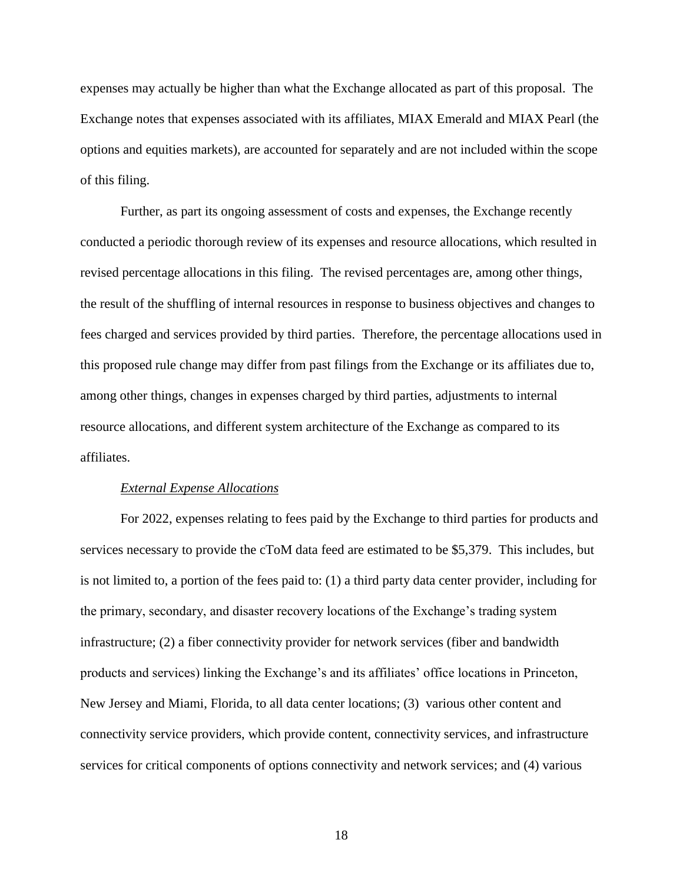expenses may actually be higher than what the Exchange allocated as part of this proposal. The Exchange notes that expenses associated with its affiliates, MIAX Emerald and MIAX Pearl (the options and equities markets), are accounted for separately and are not included within the scope of this filing.

Further, as part its ongoing assessment of costs and expenses, the Exchange recently conducted a periodic thorough review of its expenses and resource allocations, which resulted in revised percentage allocations in this filing. The revised percentages are, among other things, the result of the shuffling of internal resources in response to business objectives and changes to fees charged and services provided by third parties. Therefore, the percentage allocations used in this proposed rule change may differ from past filings from the Exchange or its affiliates due to, among other things, changes in expenses charged by third parties, adjustments to internal resource allocations, and different system architecture of the Exchange as compared to its affiliates.

*External Expense Allocations*

For 2022, expenses relating to fees paid by the Exchange to third parties for products and services necessary to provide the cToM data feed are estimated to be $5,379. This includes, but is not limited to, a portion of the fees paid to: (1) a third party data center provider, including for the primary, secondary, and disaster recovery locations of the Exchange's trading system infrastructure; (2) a fiber connectivity provider for network services (fiber and bandwidth products and services) linking the Exchange's and its affiliates' office locations in Princeton, New Jersey and Miami, Florida, to all data center locations; (3) various other content and connectivity service providers, which provide content, connectivity services, and infrastructure services for critical components of options connectivity and network services; and (4) various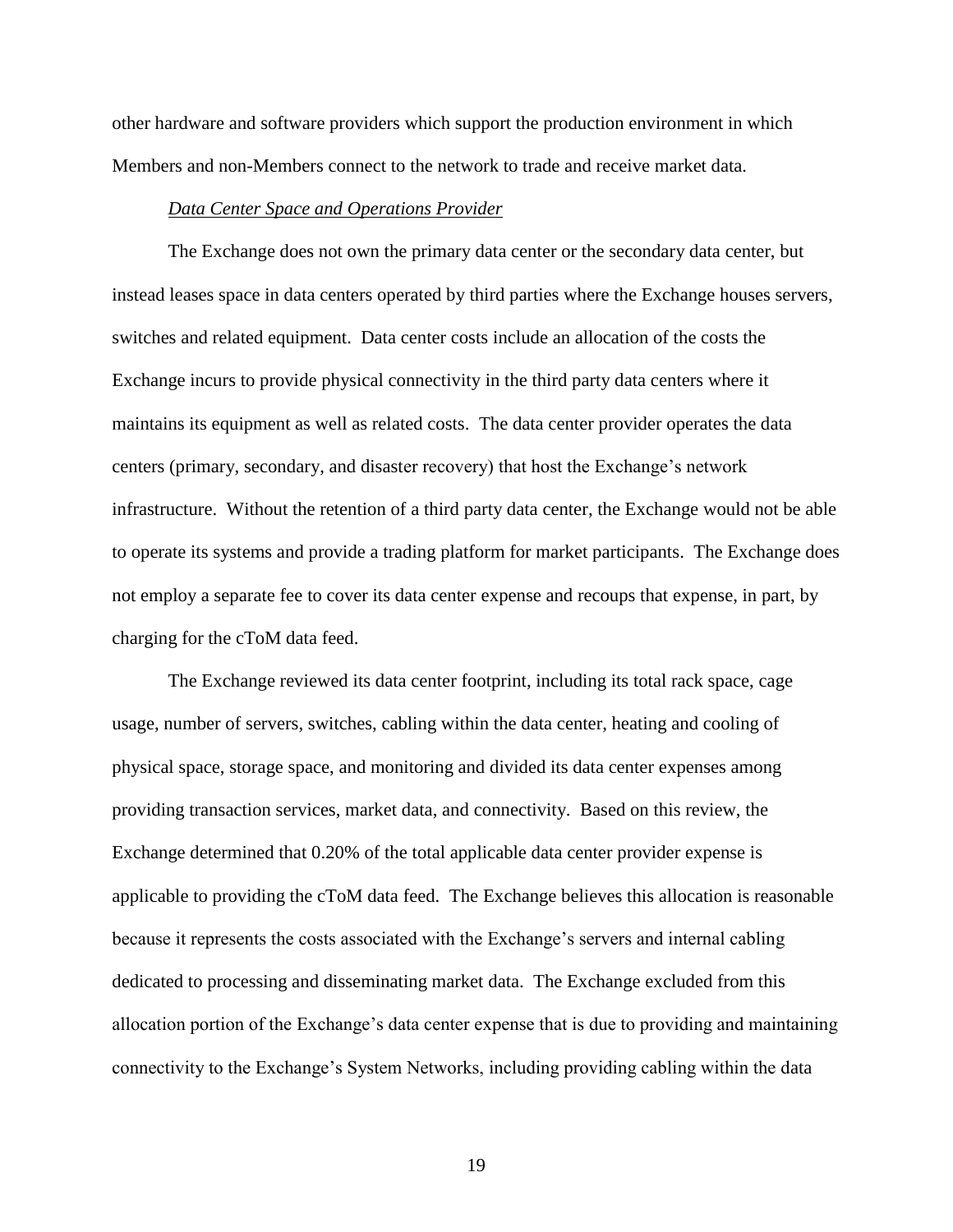other hardware and software providers which support the production environment in which Members and non-Members connect to the network to trade and receive market data.

*Data Center Space and Operations Provider*

The Exchange does not own the primary data center or the secondary data center, but instead leases space in data centers operated by third parties where the Exchange houses servers, switches and related equipment. Data center costs include an allocation of the costs the Exchange incurs to provide physical connectivity in the third party data centers where it maintains its equipment as well as related costs. The data center provider operates the data centers (primary, secondary, and disaster recovery) that host the Exchange's network infrastructure. Without the retention of a third party data center, the Exchange would not be able to operate its systems and provide a trading platform for market participants. The Exchange does not employ a separate fee to cover its data center expense and recoups that expense, in part, by charging for the cToM data feed.

The Exchange reviewed its data center footprint, including its total rack space, cage usage, number of servers, switches, cabling within the data center, heating and cooling of physical space, storage space, and monitoring and divided its data center expenses among providing transaction services, market data, and connectivity. Based on this review, the Exchange determined that 0.20% of the total applicable data center provider expense is applicable to providing the cToM data feed. The Exchange believes this allocation is reasonable because it represents the costs associated with the Exchange's servers and internal cabling dedicated to processing and disseminating market data. The Exchange excluded from this allocation portion of the Exchange's data center expense that is due to providing and maintaining connectivity to the Exchange's System Networks, including providing cabling within the data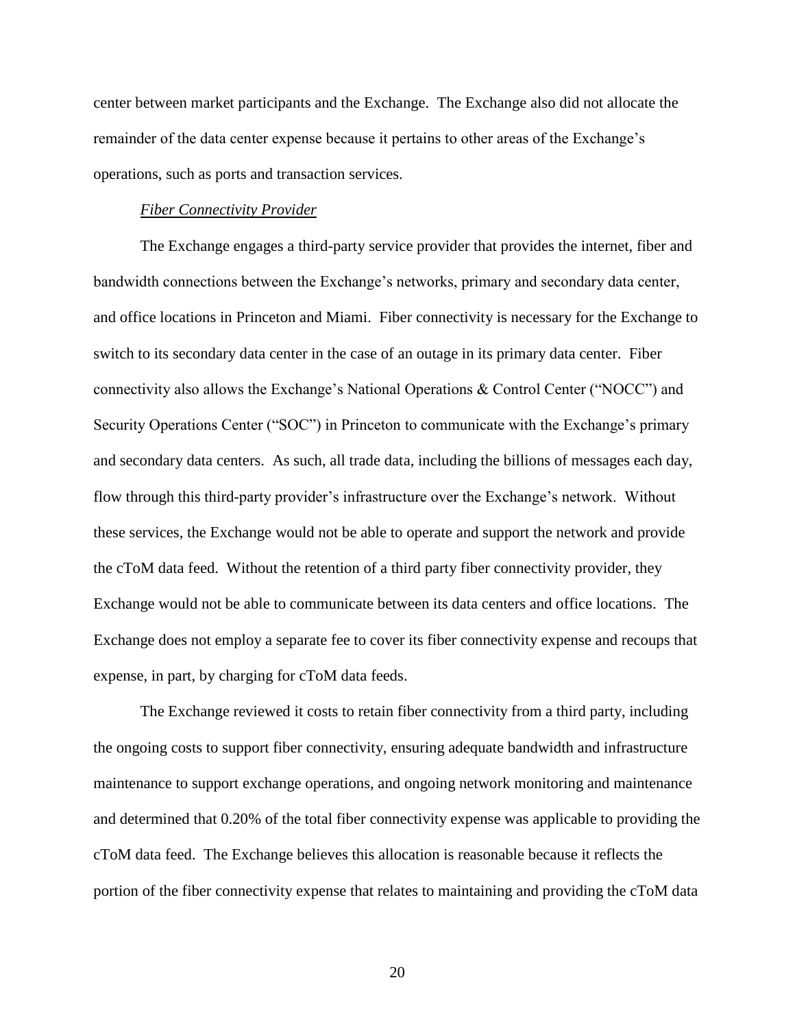center between market participants and the Exchange. The Exchange also did not allocate the remainder of the data center expense because it pertains to other areas of the Exchange's operations, such as ports and transaction services.

*Fiber Connectivity Provider*

The Exchange engages a third-party service provider that provides the internet, fiber and bandwidth connections between the Exchange's networks, primary and secondary data center, and office locations in Princeton and Miami. Fiber connectivity is necessary for the Exchange to switch to its secondary data center in the case of an outage in its primary data center. Fiber connectivity also allows the Exchange's National Operations & Control Center ("NOCC") and Security Operations Center ("SOC") in Princeton to communicate with the Exchange's primary and secondary data centers. As such, all trade data, including the billions of messages each day, flow through this third-party provider's infrastructure over the Exchange's network. Without these services, the Exchange would not be able to operate and support the network and provide the cToM data feed. Without the retention of a third party fiber connectivity provider, they Exchange would not be able to communicate between its data centers and office locations. The Exchange does not employ a separate fee to cover its fiber connectivity expense and recoups that expense, in part, by charging for cToM data feeds.

The Exchange reviewed it costs to retain fiber connectivity from a third party, including the ongoing costs to support fiber connectivity, ensuring adequate bandwidth and infrastructure maintenance to support exchange operations, and ongoing network monitoring and maintenance and determined that 0.20% of the total fiber connectivity expense was applicable to providing the cToM data feed. The Exchange believes this allocation is reasonable because it reflects the portion of the fiber connectivity expense that relates to maintaining and providing the cToM data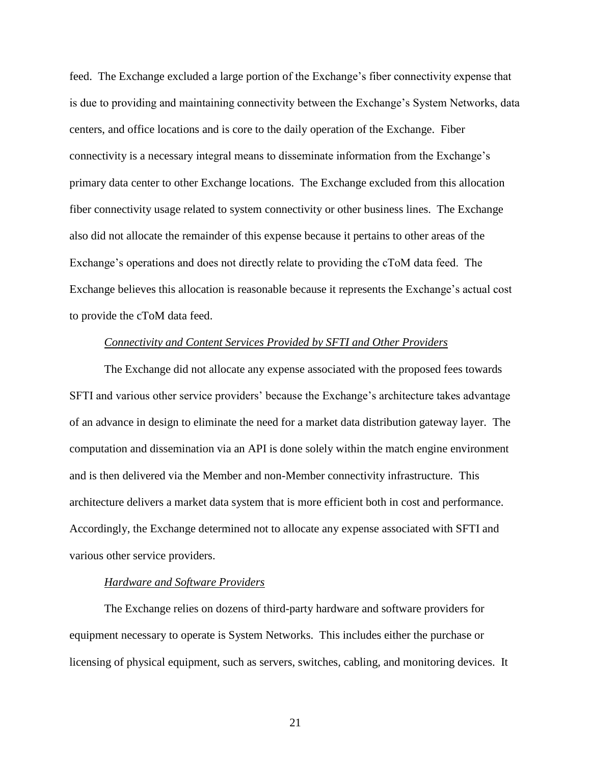feed. The Exchange excluded a large portion of the Exchange's fiber connectivity expense that is due to providing and maintaining connectivity between the Exchange's System Networks, data centers, and office locations and is core to the daily operation of the Exchange. Fiber connectivity is a necessary integral means to disseminate information from the Exchange's primary data center to other Exchange locations. The Exchange excluded from this allocation fiber connectivity usage related to system connectivity or other business lines. The Exchange also did not allocate the remainder of this expense because it pertains to other areas of the Exchange's operations and does not directly relate to providing the cToM data feed. The Exchange believes this allocation is reasonable because it represents the Exchange's actual cost to provide the cToM data feed.

*Connectivity and Content Services Provided by SFTI and Other Providers*

The Exchange did not allocate any expense associated with the proposed fees towards SFTI and various other service providers' because the Exchange's architecture takes advantage of an advance in design to eliminate the need for a market data distribution gateway layer. The computation and dissemination via an API is done solely within the match engine environment and is then delivered via the Member and non-Member connectivity infrastructure. This architecture delivers a market data system that is more efficient both in cost and performance. Accordingly, the Exchange determined not to allocate any expense associated with SFTI and various other service providers.

*Hardware and Software Providers*

The Exchange relies on dozens of third-party hardware and software providers for equipment necessary to operate is System Networks. This includes either the purchase or licensing of physical equipment, such as servers, switches, cabling, and monitoring devices. It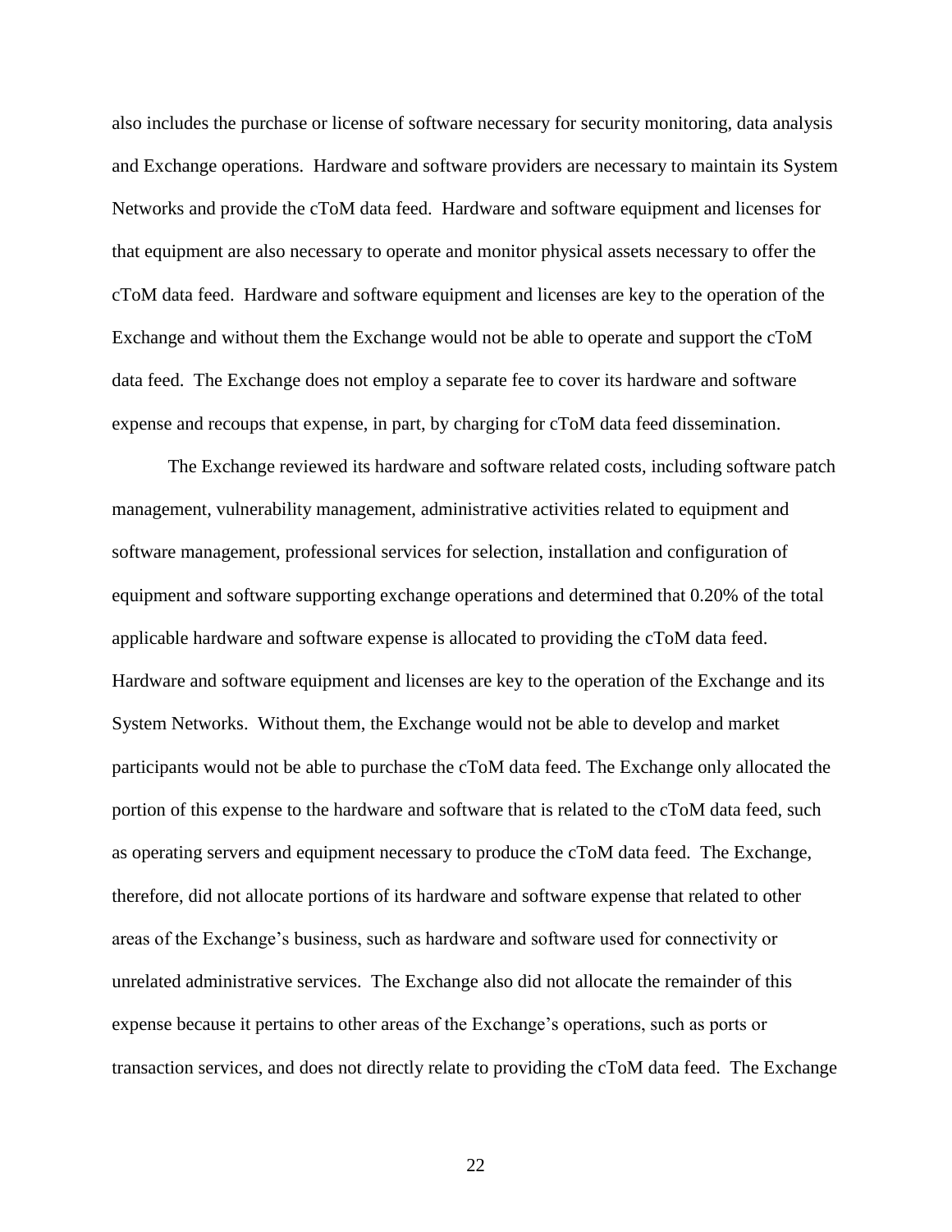also includes the purchase or license of software necessary for security monitoring, data analysis and Exchange operations. Hardware and software providers are necessary to maintain its System Networks and provide the cToM data feed. Hardware and software equipment and licenses for that equipment are also necessary to operate and monitor physical assets necessary to offer the cToM data feed. Hardware and software equipment and licenses are key to the operation of the Exchange and without them the Exchange would not be able to operate and support the cToM data feed. The Exchange does not employ a separate fee to cover its hardware and software expense and recoups that expense, in part, by charging for cToM data feed dissemination.

The Exchange reviewed its hardware and software related costs, including software patch management, vulnerability management, administrative activities related to equipment and software management, professional services for selection, installation and configuration of equipment and software supporting exchange operations and determined that 0.20% of the total applicable hardware and software expense is allocated to providing the cToM data feed. Hardware and software equipment and licenses are key to the operation of the Exchange and its System Networks. Without them, the Exchange would not be able to develop and market participants would not be able to purchase the cToM data feed. The Exchange only allocated the portion of this expense to the hardware and software that is related to the cToM data feed, such as operating servers and equipment necessary to produce the cToM data feed. The Exchange, therefore, did not allocate portions of its hardware and software expense that related to other areas of the Exchange's business, such as hardware and software used for connectivity or unrelated administrative services. The Exchange also did not allocate the remainder of this expense because it pertains to other areas of the Exchange's operations, such as ports or transaction services, and does not directly relate to providing the cToM data feed. The Exchange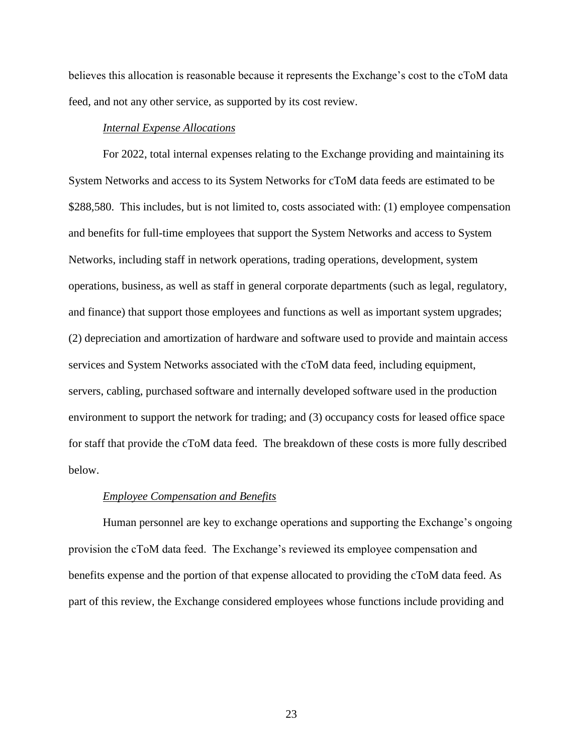believes this allocation is reasonable because it represents the Exchange's cost to the cToM data feed, and not any other service, as supported by its cost review.

*Internal Expense Allocations*

For 2022, total internal expenses relating to the Exchange providing and maintaining its System Networks and access to its System Networks for cToM data feeds are estimated to be $288,580. This includes, but is not limited to, costs associated with: (1) employee compensation and benefits for full-time employees that support the System Networks and access to System Networks, including staff in network operations, trading operations, development, system operations, business, as well as staff in general corporate departments (such as legal, regulatory, and finance) that support those employees and functions as well as important system upgrades; (2) depreciation and amortization of hardware and software used to provide and maintain access services and System Networks associated with the cToM data feed, including equipment, servers, cabling, purchased software and internally developed software used in the production environment to support the network for trading; and (3) occupancy costs for leased office space for staff that provide the cToM data feed. The breakdown of these costs is more fully described below.

*Employee Compensation and Benefits*

Human personnel are key to exchange operations and supporting the Exchange's ongoing provision the cToM data feed. The Exchange's reviewed its employee compensation and benefits expense and the portion of that expense allocated to providing the cToM data feed. As part of this review, the Exchange considered employees whose functions include providing and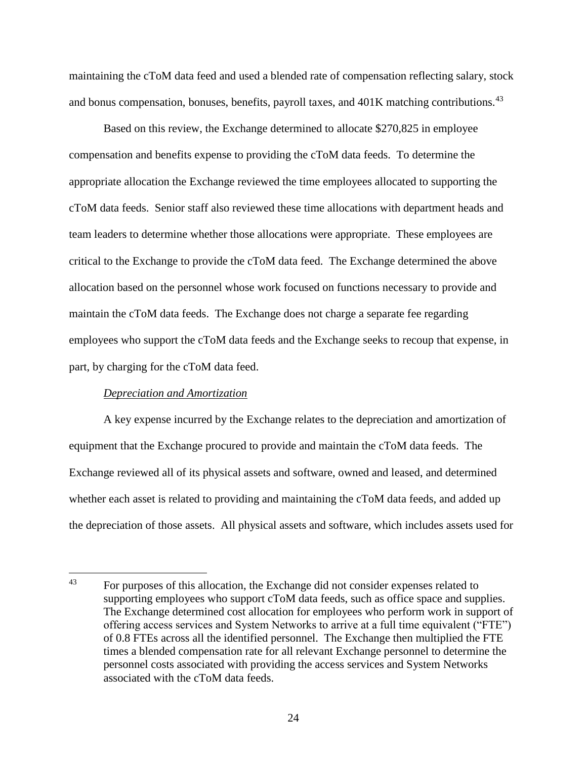maintaining the cToM data feed and used a blended rate of compensation reflecting salary, stock and bonus compensation, bonuses, benefits, payroll taxes, and 401K matching contributions.[43]

Based on this review, the Exchange determined to allocate $270,825 in employee compensation and benefits expense to providing the cToM data feeds. To determine the appropriate allocation the Exchange reviewed the time employees allocated to supporting the cToM data feeds. Senior staff also reviewed these time allocations with department heads and team leaders to determine whether those allocations were appropriate. These employees are critical to the Exchange to provide the cToM data feed. The Exchange determined the above allocation based on the personnel whose work focused on functions necessary to provide and maintain the cToM data feeds. The Exchange does not charge a separate fee regarding employees who support the cToM data feeds and the Exchange seeks to recoup that expense, in part, by charging for the cToM data feed.

*Depreciation and Amortization*

A key expense incurred by the Exchange relates to the depreciation and amortization of equipment that the Exchange procured to provide and maintain the cToM data feeds. The Exchange reviewed all of its physical assets and software, owned and leased, and determined whether each asset is related to providing and maintaining the cToM data feeds, and added up the depreciation of those assets. All physical assets and software, which includes assets used for

---

[43] For purposes of this allocation, the Exchange did not consider expenses related to supporting employees who support cToM data feeds, such as office space and supplies. The Exchange determined cost allocation for employees who perform work in support of offering access services and System Networks to arrive at a full time equivalent ("FTE") of 0.8 FTEs across all the identified personnel. The Exchange then multiplied the FTE times a blended compensation rate for all relevant Exchange personnel to determine the personnel costs associated with providing the access services and System Networks associated with the cToM data feeds.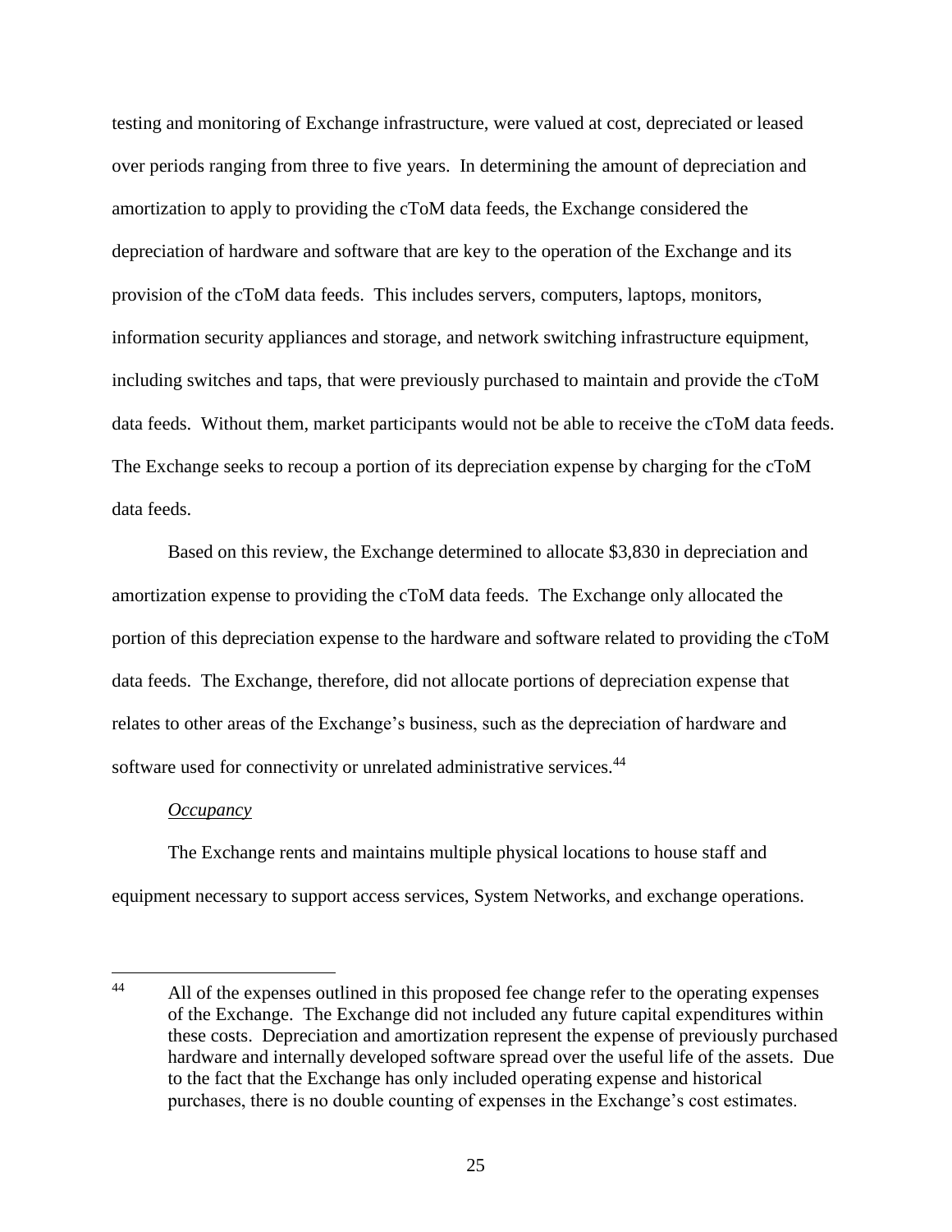testing and monitoring of Exchange infrastructure, were valued at cost, depreciated or leased over periods ranging from three to five years. In determining the amount of depreciation and amortization to apply to providing the cToM data feeds, the Exchange considered the depreciation of hardware and software that are key to the operation of the Exchange and its provision of the cToM data feeds. This includes servers, computers, laptops, monitors, information security appliances and storage, and network switching infrastructure equipment, including switches and taps, that were previously purchased to maintain and provide the cToM data feeds. Without them, market participants would not be able to receive the cToM data feeds. The Exchange seeks to recoup a portion of its depreciation expense by charging for the cToM data feeds.

Based on this review, the Exchange determined to allocate $3,830 in depreciation and amortization expense to providing the cToM data feeds. The Exchange only allocated the portion of this depreciation expense to the hardware and software related to providing the cToM data feeds. The Exchange, therefore, did not allocate portions of depreciation expense that relates to other areas of the Exchange's business, such as the depreciation of hardware and software used for connectivity or unrelated administrative services.[44]

*Occupancy*

The Exchange rents and maintains multiple physical locations to house staff and equipment necessary to support access services, System Networks, and exchange operations.

[44] All of the expenses outlined in this proposed fee change refer to the operating expenses of the Exchange. The Exchange did not included any future capital expenditures within these costs. Depreciation and amortization represent the expense of previously purchased hardware and internally developed software spread over the useful life of the assets. Due to the fact that the Exchange has only included operating expense and historical purchases, there is no double counting of expenses in the Exchange's cost estimates.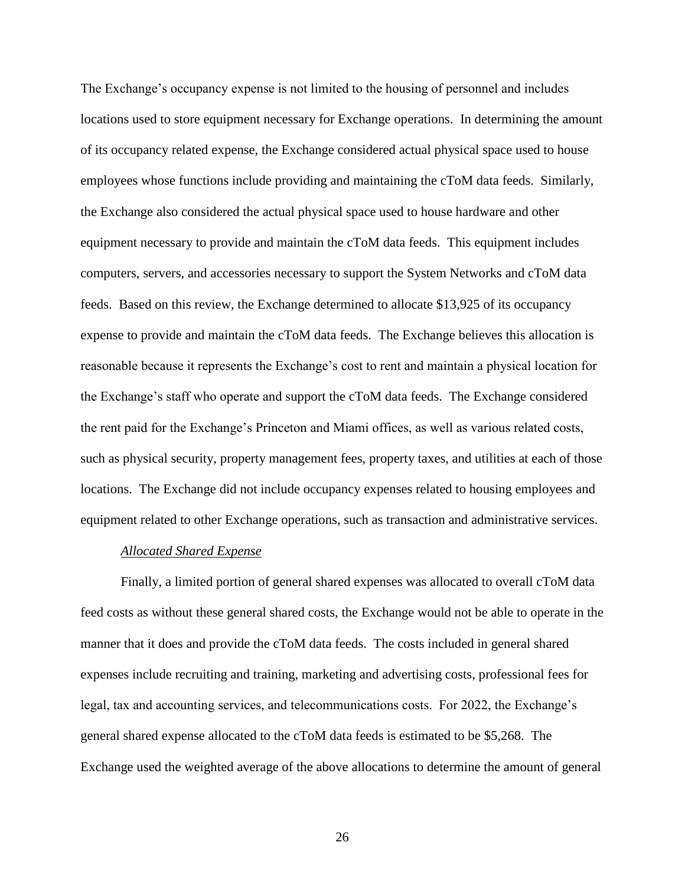The Exchange's occupancy expense is not limited to the housing of personnel and includes locations used to store equipment necessary for Exchange operations. In determining the amount of its occupancy related expense, the Exchange considered actual physical space used to house employees whose functions include providing and maintaining the cToM data feeds. Similarly, the Exchange also considered the actual physical space used to house hardware and other equipment necessary to provide and maintain the cToM data feeds. This equipment includes computers, servers, and accessories necessary to support the System Networks and cToM data feeds. Based on this review, the Exchange determined to allocate $13,925 of its occupancy expense to provide and maintain the cToM data feeds. The Exchange believes this allocation is reasonable because it represents the Exchange's cost to rent and maintain a physical location for the Exchange's staff who operate and support the cToM data feeds. The Exchange considered the rent paid for the Exchange's Princeton and Miami offices, as well as various related costs, such as physical security, property management fees, property taxes, and utilities at each of those locations. The Exchange did not include occupancy expenses related to housing employees and equipment related to other Exchange operations, such as transaction and administrative services.

*Allocated Shared Expense*

Finally, a limited portion of general shared expenses was allocated to overall cToM data feed costs as without these general shared costs, the Exchange would not be able to operate in the manner that it does and provide the cToM data feeds. The costs included in general shared expenses include recruiting and training, marketing and advertising costs, professional fees for legal, tax and accounting services, and telecommunications costs. For 2022, the Exchange's general shared expense allocated to the cToM data feeds is estimated to be $5,268. The Exchange used the weighted average of the above allocations to determine the amount of general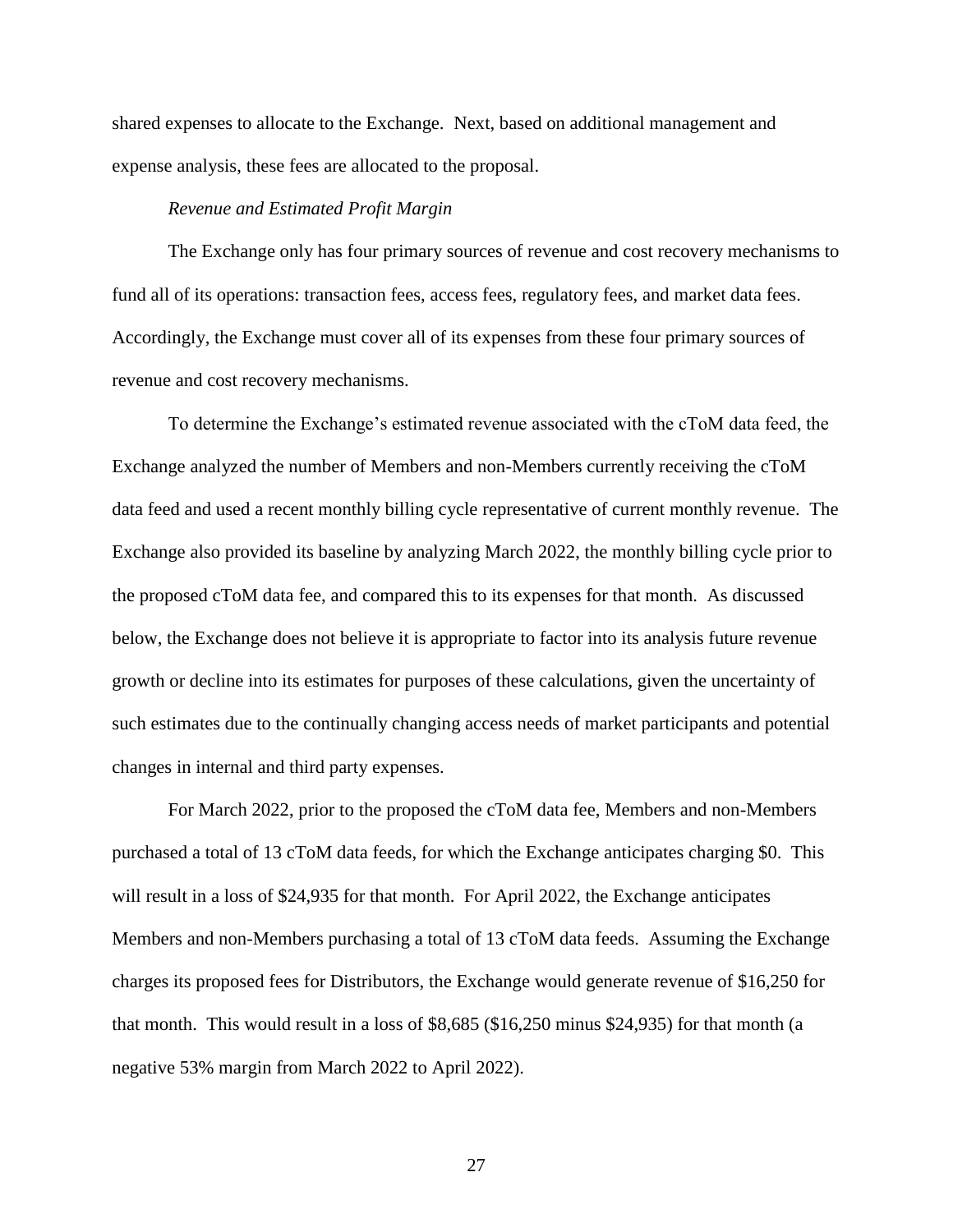shared expenses to allocate to the Exchange. Next, based on additional management and expense analysis, these fees are allocated to the proposal.

*Revenue and Estimated Profit Margin*

The Exchange only has four primary sources of revenue and cost recovery mechanisms to fund all of its operations: transaction fees, access fees, regulatory fees, and market data fees. Accordingly, the Exchange must cover all of its expenses from these four primary sources of revenue and cost recovery mechanisms.

To determine the Exchange's estimated revenue associated with the cToM data feed, the Exchange analyzed the number of Members and non-Members currently receiving the cToM data feed and used a recent monthly billing cycle representative of current monthly revenue. The Exchange also provided its baseline by analyzing March 2022, the monthly billing cycle prior to the proposed cToM data fee, and compared this to its expenses for that month. As discussed below, the Exchange does not believe it is appropriate to factor into its analysis future revenue growth or decline into its estimates for purposes of these calculations, given the uncertainty of such estimates due to the continually changing access needs of market participants and potential changes in internal and third party expenses.

For March 2022, prior to the proposed the cToM data fee, Members and non-Members purchased a total of 13 cToM data feeds, for which the Exchange anticipates charging $0. This will result in a loss of $24,935 for that month. For April 2022, the Exchange anticipates Members and non-Members purchasing a total of 13 cToM data feeds. Assuming the Exchange charges its proposed fees for Distributors, the Exchange would generate revenue of $16,250 for that month. This would result in a loss of $8,685 ($16,250 minus $24,935) for that month (a negative 53% margin from March 2022 to April 2022).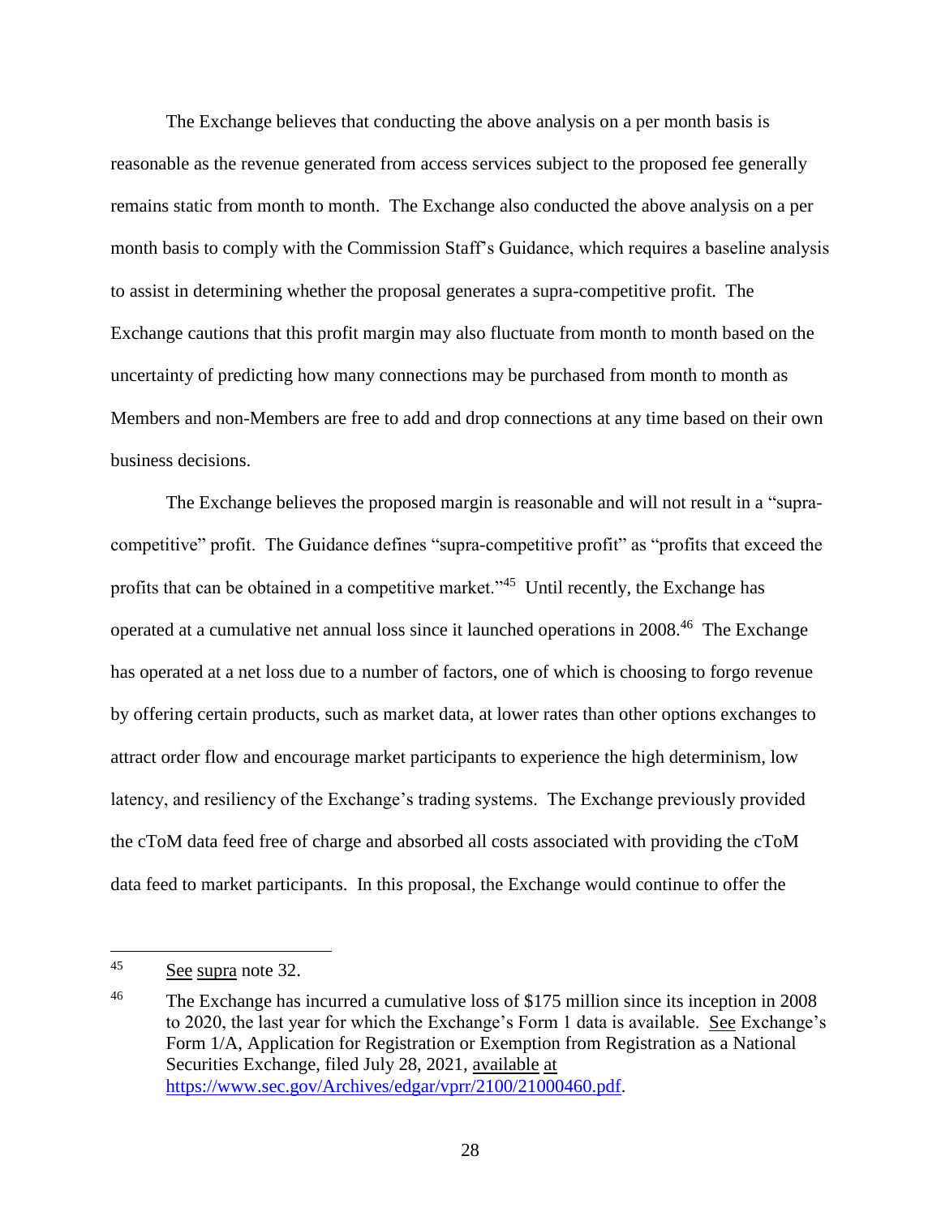The Exchange believes that conducting the above analysis on a per month basis is reasonable as the revenue generated from access services subject to the proposed fee generally remains static from month to month. The Exchange also conducted the above analysis on a per month basis to comply with the Commission Staff's Guidance, which requires a baseline analysis to assist in determining whether the proposal generates a supra-competitive profit. The Exchange cautions that this profit margin may also fluctuate from month to month based on the uncertainty of predicting how many connections may be purchased from month to month as Members and non-Members are free to add and drop connections at any time based on their own business decisions.

The Exchange believes the proposed margin is reasonable and will not result in a "supra-competitive" profit. The Guidance defines "supra-competitive profit" as "profits that exceed the profits that can be obtained in a competitive market."[45] Until recently, the Exchange has operated at a cumulative net annual loss since it launched operations in 2008.[46] The Exchange has operated at a net loss due to a number of factors, one of which is choosing to forgo revenue by offering certain products, such as market data, at lower rates than other options exchanges to attract order flow and encourage market participants to experience the high determinism, low latency, and resiliency of the Exchange's trading systems. The Exchange previously provided the cToM data feed free of charge and absorbed all costs associated with providing the cToM data feed to market participants. In this proposal, the Exchange would continue to offer the

---

[45] See supra note 32.

[46] The Exchange has incurred a cumulative loss of $175 million since its inception in 2008 to 2020, the last year for which the Exchange's Form 1 data is available. See Exchange's Form 1/A, Application for Registration or Exemption from Registration as a National Securities Exchange, filed July 28, 2021, available at https://www.sec.gov/Archives/edgar/vprr/2100/21000460.pdf.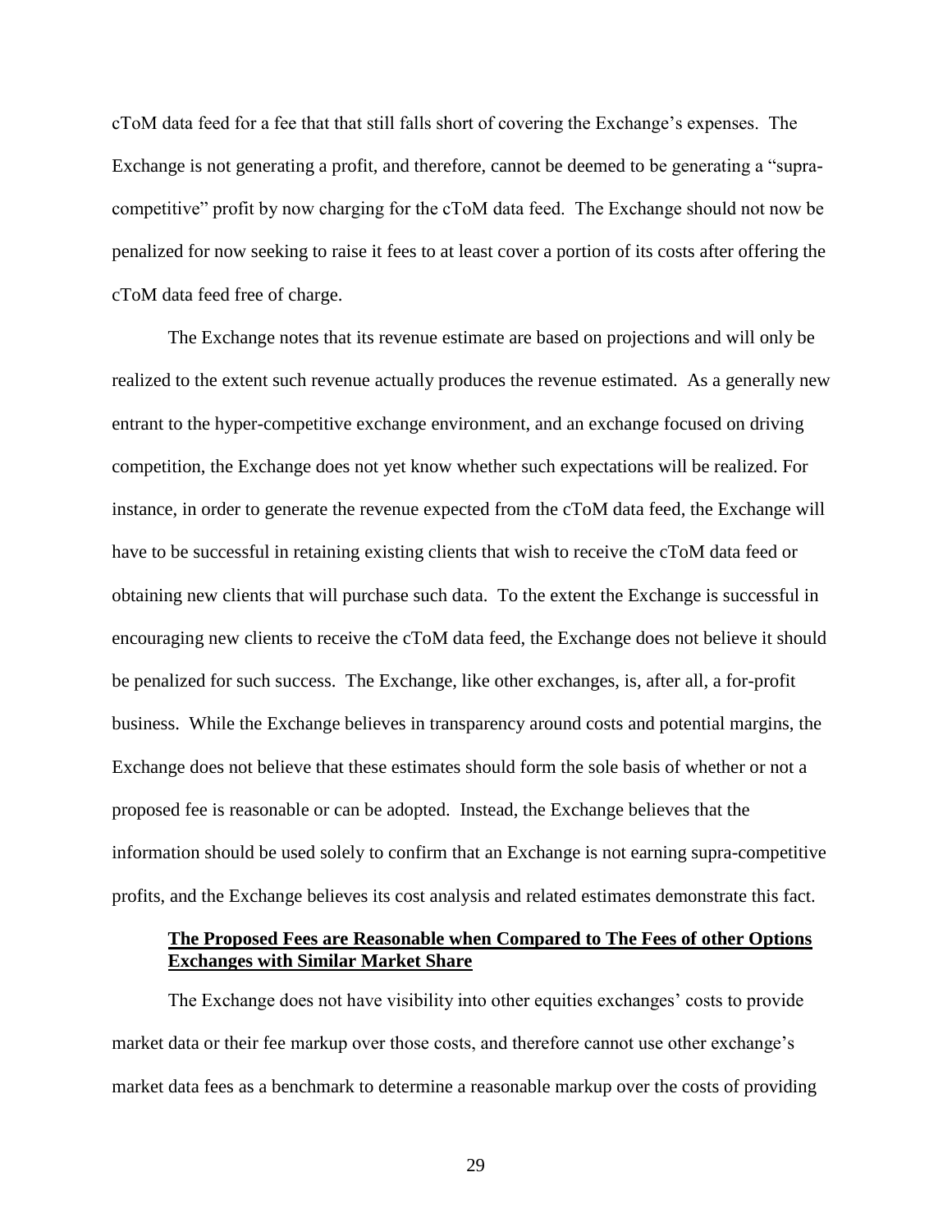cToM data feed for a fee that that still falls short of covering the Exchange's expenses. The Exchange is not generating a profit, and therefore, cannot be deemed to be generating a "supra-competitive" profit by now charging for the cToM data feed. The Exchange should not now be penalized for now seeking to raise it fees to at least cover a portion of its costs after offering the cToM data feed free of charge.

The Exchange notes that its revenue estimate are based on projections and will only be realized to the extent such revenue actually produces the revenue estimated. As a generally new entrant to the hyper-competitive exchange environment, and an exchange focused on driving competition, the Exchange does not yet know whether such expectations will be realized. For instance, in order to generate the revenue expected from the cToM data feed, the Exchange will have to be successful in retaining existing clients that wish to receive the cToM data feed or obtaining new clients that will purchase such data. To the extent the Exchange is successful in encouraging new clients to receive the cToM data feed, the Exchange does not believe it should be penalized for such success. The Exchange, like other exchanges, is, after all, a for-profit business. While the Exchange believes in transparency around costs and potential margins, the Exchange does not believe that these estimates should form the sole basis of whether or not a proposed fee is reasonable or can be adopted. Instead, the Exchange believes that the information should be used solely to confirm that an Exchange is not earning supra-competitive profits, and the Exchange believes its cost analysis and related estimates demonstrate this fact.

**The Proposed Fees are Reasonable when Compared to The Fees of other Options Exchanges with Similar Market Share**

The Exchange does not have visibility into other equities exchanges' costs to provide market data or their fee markup over those costs, and therefore cannot use other exchange's market data fees as a benchmark to determine a reasonable markup over the costs of providing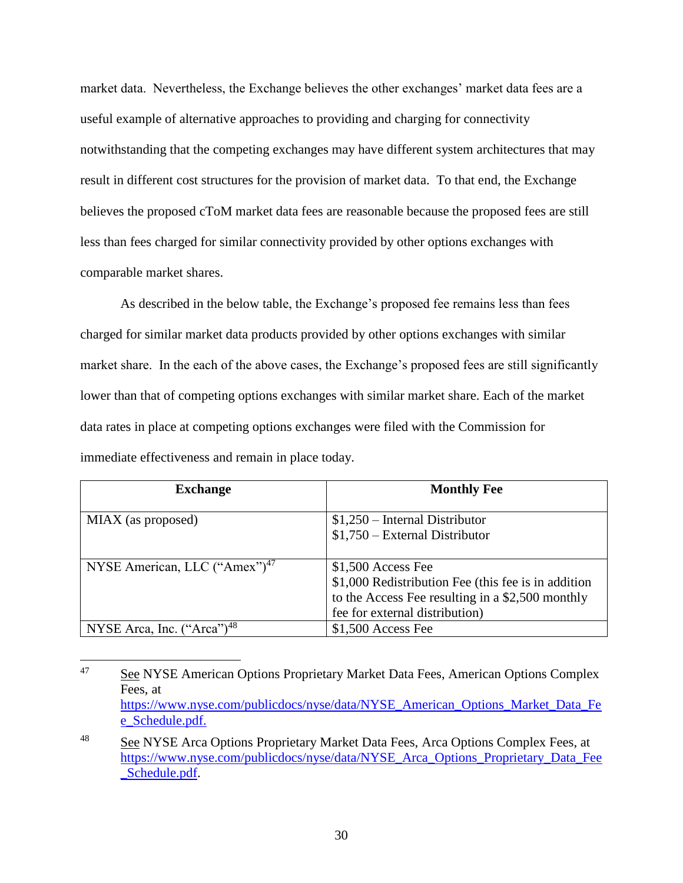market data. Nevertheless, the Exchange believes the other exchanges' market data fees are a useful example of alternative approaches to providing and charging for connectivity notwithstanding that the competing exchanges may have different system architectures that may result in different cost structures for the provision of market data. To that end, the Exchange believes the proposed cToM market data fees are reasonable because the proposed fees are still less than fees charged for similar connectivity provided by other options exchanges with comparable market shares.

As described in the below table, the Exchange's proposed fee remains less than fees charged for similar market data products provided by other options exchanges with similar market share. In the each of the above cases, the Exchange's proposed fees are still significantly lower than that of competing options exchanges with similar market share. Each of the market data rates in place at competing options exchanges were filed with the Commission for immediate effectiveness and remain in place today.

| Exchange | Monthly Fee |
|---|---|
| MIAX (as proposed) | \$1,250 – Internal Distributor<br>\$1,750 – External Distributor |
| NYSE American, LLC ("Amex")[47] | \$1,500 Access Fee<br>\$1,000 Redistribution Fee (this fee is in addition to the Access Fee resulting in a \$2,500 monthly fee for external distribution) |
| NYSE Arca, Inc. ("Arca")[48] | \$1,500 Access Fee |

---

47 See NYSE American Options Proprietary Market Data Fees, American Options Complex Fees, at https://www.nyse.com/publicdocs/nyse/data/NYSE_American_Options_Market_Data_Fee_Schedule.pdf.

48 See NYSE Arca Options Proprietary Market Data Fees, Arca Options Complex Fees, at https://www.nyse.com/publicdocs/nyse/data/NYSE_Arca_Options_Proprietary_Data_Fee_Schedule.pdf.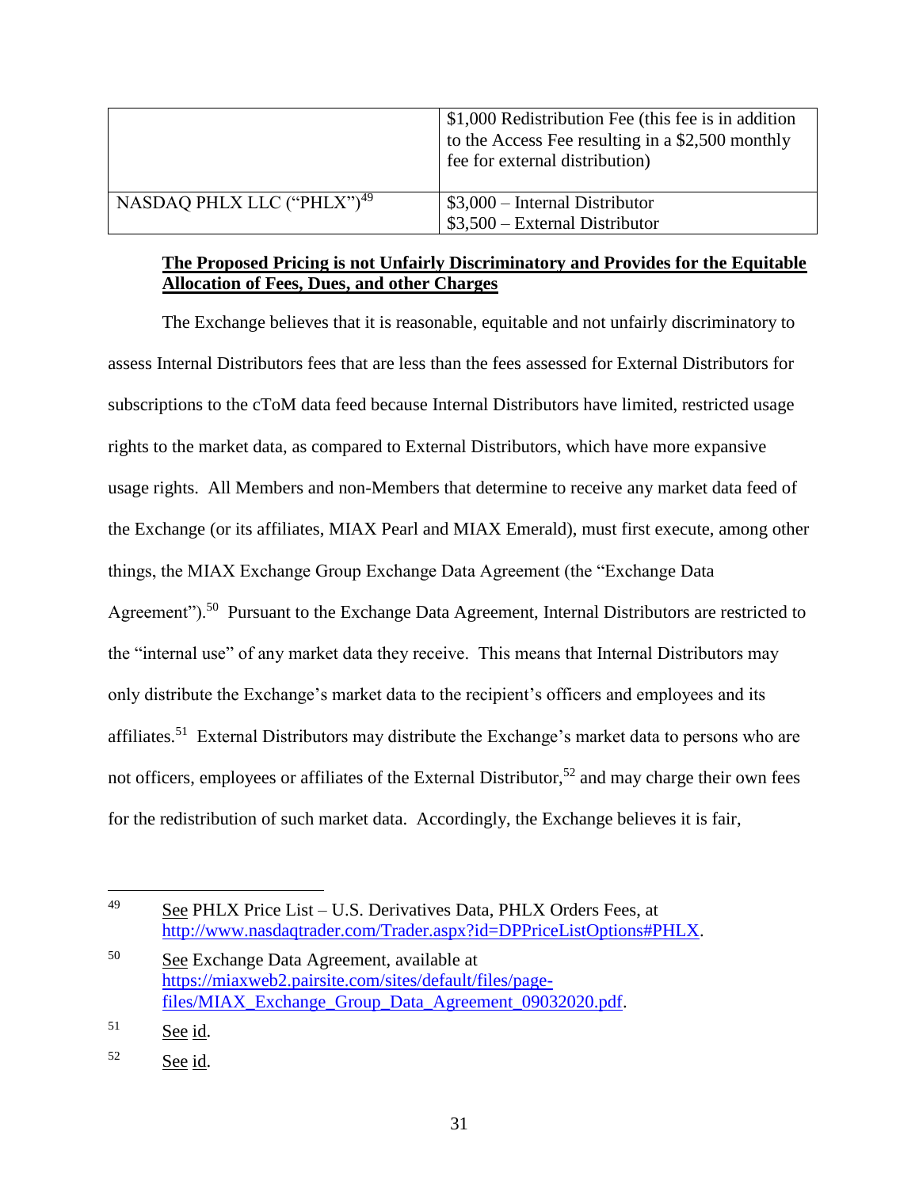| | |
|---|---|
| | $1,000 Redistribution Fee (this fee is in addition to the Access Fee resulting in a $2,500 monthly fee for external distribution) |
| NASDAQ PHLX LLC ("PHLX")[49] | $3,000 – Internal Distributor<br>$3,500 – External Distributor |

**The Proposed Pricing is not Unfairly Discriminatory and Provides for the Equitable Allocation of Fees, Dues, and other Charges**

The Exchange believes that it is reasonable, equitable and not unfairly discriminatory to assess Internal Distributors fees that are less than the fees assessed for External Distributors for subscriptions to the cToM data feed because Internal Distributors have limited, restricted usage rights to the market data, as compared to External Distributors, which have more expansive usage rights. All Members and non-Members that determine to receive any market data feed of the Exchange (or its affiliates, MIAX Pearl and MIAX Emerald), must first execute, among other things, the MIAX Exchange Group Exchange Data Agreement (the "Exchange Data Agreement").[50] Pursuant to the Exchange Data Agreement, Internal Distributors are restricted to the "internal use" of any market data they receive. This means that Internal Distributors may only distribute the Exchange's market data to the recipient's officers and employees and its affiliates.[51] External Distributors may distribute the Exchange's market data to persons who are not officers, employees or affiliates of the External Distributor,[52] and may charge their own fees for the redistribution of such market data. Accordingly, the Exchange believes it is fair,

---

[49] See PHLX Price List – U.S. Derivatives Data, PHLX Orders Fees, at http://www.nasdaqtrader.com/Trader.aspx?id=DPPriceListOptions#PHLX.

[50] See Exchange Data Agreement, available at https://miaxweb2.pairsite.com/sites/default/files/page-files/MIAX_Exchange_Group_Data_Agreement_09032020.pdf.

[51] See id.

[52] See id.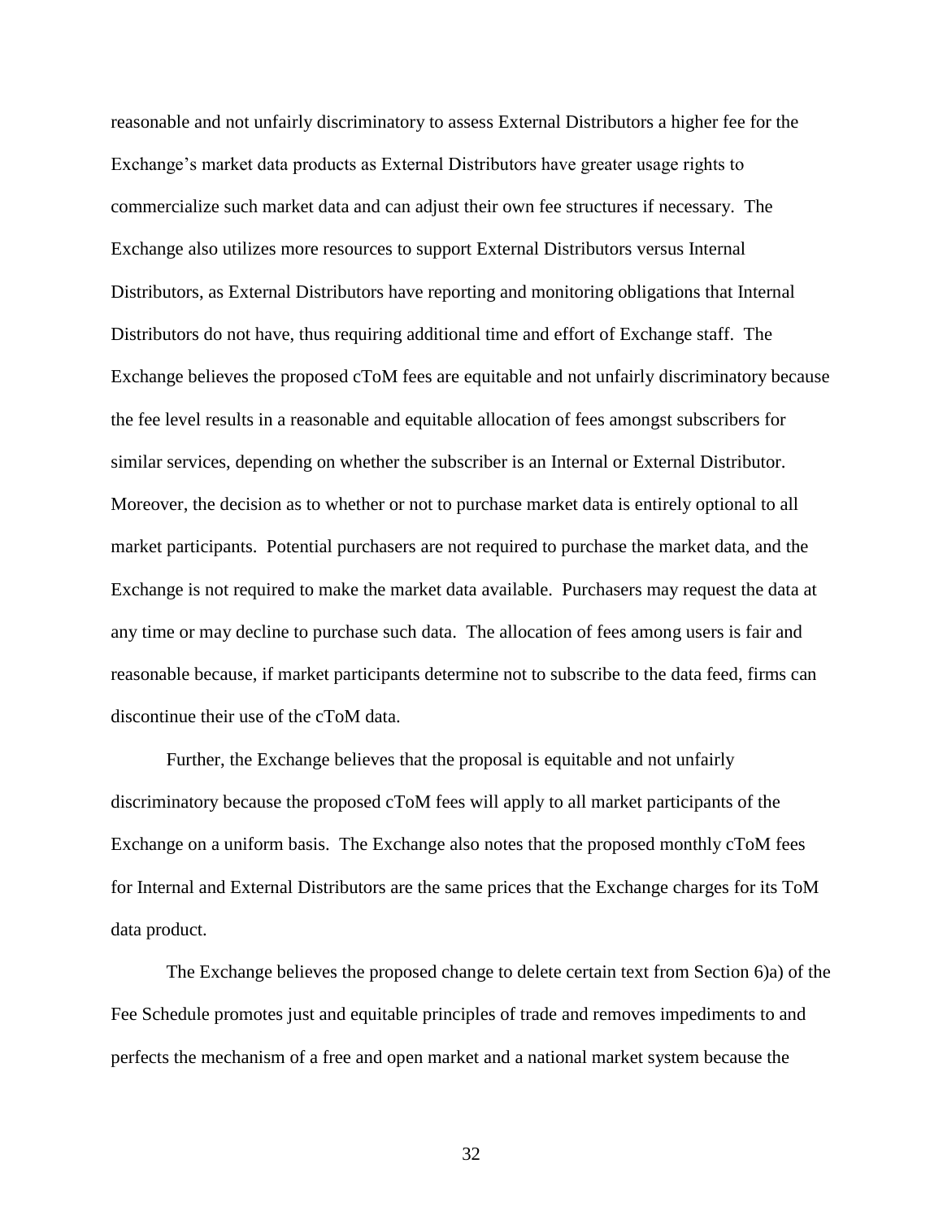reasonable and not unfairly discriminatory to assess External Distributors a higher fee for the Exchange's market data products as External Distributors have greater usage rights to commercialize such market data and can adjust their own fee structures if necessary. The Exchange also utilizes more resources to support External Distributors versus Internal Distributors, as External Distributors have reporting and monitoring obligations that Internal Distributors do not have, thus requiring additional time and effort of Exchange staff. The Exchange believes the proposed cToM fees are equitable and not unfairly discriminatory because the fee level results in a reasonable and equitable allocation of fees amongst subscribers for similar services, depending on whether the subscriber is an Internal or External Distributor. Moreover, the decision as to whether or not to purchase market data is entirely optional to all market participants. Potential purchasers are not required to purchase the market data, and the Exchange is not required to make the market data available. Purchasers may request the data at any time or may decline to purchase such data. The allocation of fees among users is fair and reasonable because, if market participants determine not to subscribe to the data feed, firms can discontinue their use of the cToM data.

Further, the Exchange believes that the proposal is equitable and not unfairly discriminatory because the proposed cToM fees will apply to all market participants of the Exchange on a uniform basis. The Exchange also notes that the proposed monthly cToM fees for Internal and External Distributors are the same prices that the Exchange charges for its ToM data product.

The Exchange believes the proposed change to delete certain text from Section 6)a) of the Fee Schedule promotes just and equitable principles of trade and removes impediments to and perfects the mechanism of a free and open market and a national market system because the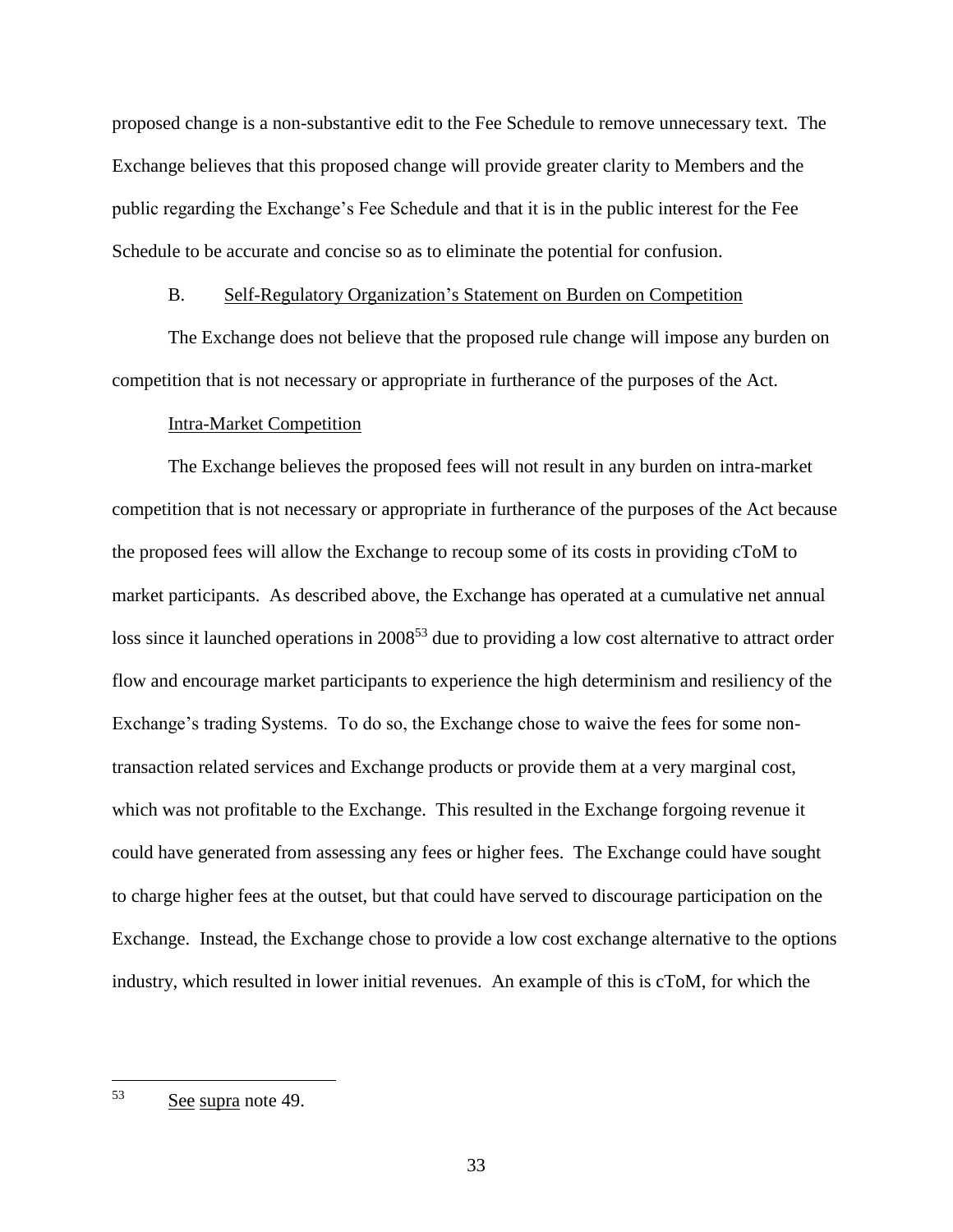proposed change is a non-substantive edit to the Fee Schedule to remove unnecessary text. The Exchange believes that this proposed change will provide greater clarity to Members and the public regarding the Exchange's Fee Schedule and that it is in the public interest for the Fee Schedule to be accurate and concise so as to eliminate the potential for confusion.

B. Self-Regulatory Organization's Statement on Burden on Competition

The Exchange does not believe that the proposed rule change will impose any burden on competition that is not necessary or appropriate in furtherance of the purposes of the Act.

Intra-Market Competition

The Exchange believes the proposed fees will not result in any burden on intra-market competition that is not necessary or appropriate in furtherance of the purposes of the Act because the proposed fees will allow the Exchange to recoup some of its costs in providing cToM to market participants. As described above, the Exchange has operated at a cumulative net annual loss since it launched operations in 2008[53] due to providing a low cost alternative to attract order flow and encourage market participants to experience the high determinism and resiliency of the Exchange's trading Systems. To do so, the Exchange chose to waive the fees for some non-transaction related services and Exchange products or provide them at a very marginal cost, which was not profitable to the Exchange. This resulted in the Exchange forgoing revenue it could have generated from assessing any fees or higher fees. The Exchange could have sought to charge higher fees at the outset, but that could have served to discourage participation on the Exchange. Instead, the Exchange chose to provide a low cost exchange alternative to the options industry, which resulted in lower initial revenues. An example of this is cToM, for which the

[53] See supra note 49.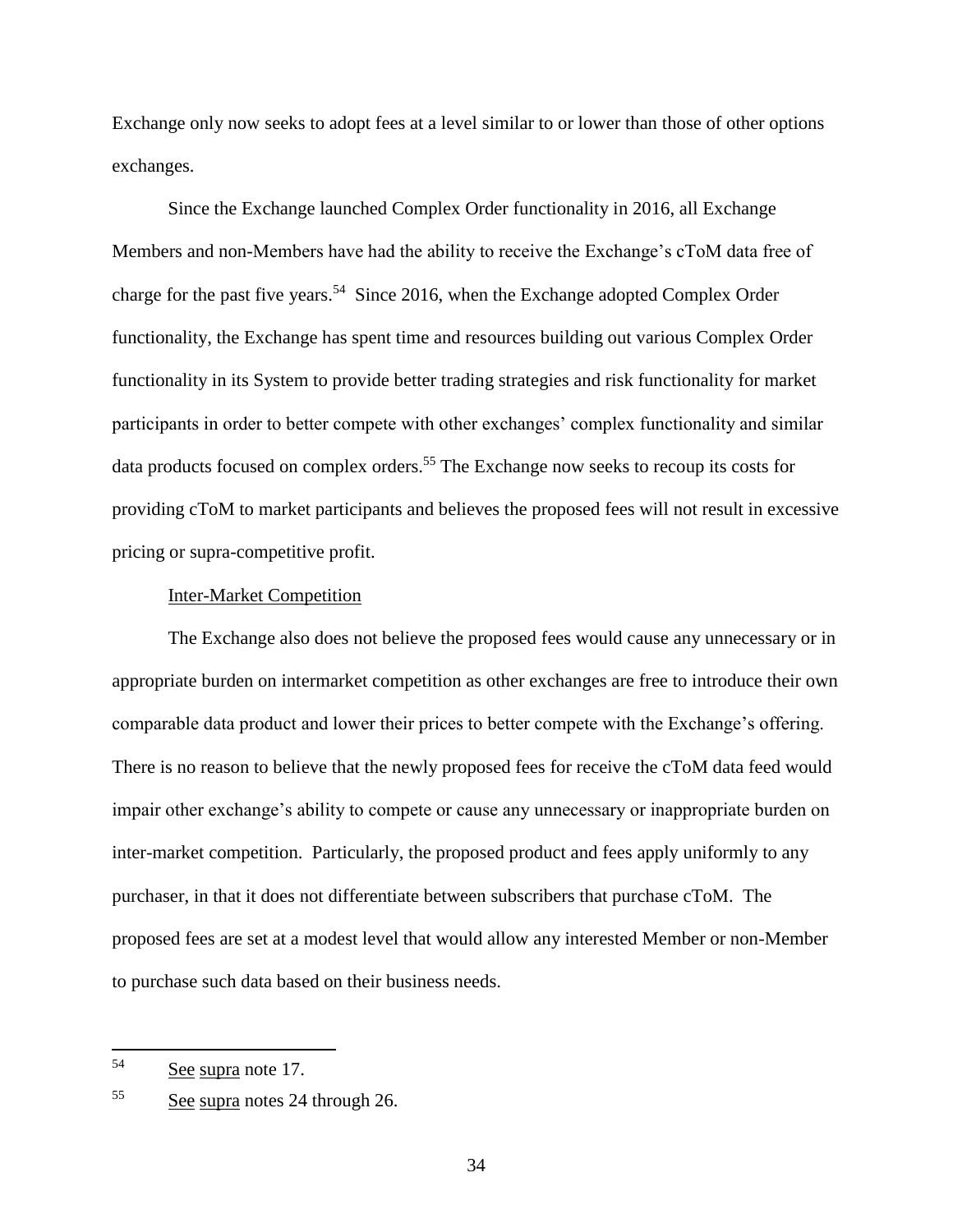Exchange only now seeks to adopt fees at a level similar to or lower than those of other options exchanges.

Since the Exchange launched Complex Order functionality in 2016, all Exchange Members and non-Members have had the ability to receive the Exchange's cToM data free of charge for the past five years.[54] Since 2016, when the Exchange adopted Complex Order functionality, the Exchange has spent time and resources building out various Complex Order functionality in its System to provide better trading strategies and risk functionality for market participants in order to better compete with other exchanges' complex functionality and similar data products focused on complex orders.[55] The Exchange now seeks to recoup its costs for providing cToM to market participants and believes the proposed fees will not result in excessive pricing or supra-competitive profit.

Inter-Market Competition

The Exchange also does not believe the proposed fees would cause any unnecessary or in appropriate burden on intermarket competition as other exchanges are free to introduce their own comparable data product and lower their prices to better compete with the Exchange's offering. There is no reason to believe that the newly proposed fees for receive the cToM data feed would impair other exchange's ability to compete or cause any unnecessary or inappropriate burden on inter-market competition. Particularly, the proposed product and fees apply uniformly to any purchaser, in that it does not differentiate between subscribers that purchase cToM. The proposed fees are set at a modest level that would allow any interested Member or non-Member to purchase such data based on their business needs.

---

[54] See supra note 17.

[55] See supra notes 24 through 26.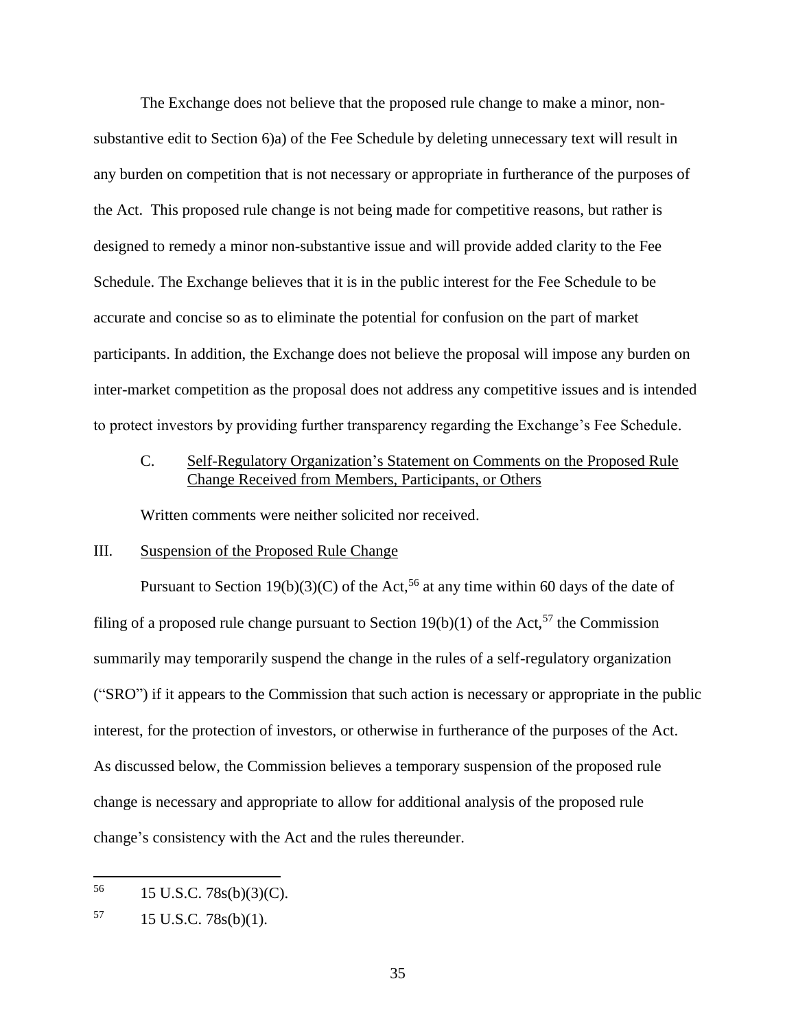The Exchange does not believe that the proposed rule change to make a minor, non-substantive edit to Section 6)a) of the Fee Schedule by deleting unnecessary text will result in any burden on competition that is not necessary or appropriate in furtherance of the purposes of the Act. This proposed rule change is not being made for competitive reasons, but rather is designed to remedy a minor non-substantive issue and will provide added clarity to the Fee Schedule. The Exchange believes that it is in the public interest for the Fee Schedule to be accurate and concise so as to eliminate the potential for confusion on the part of market participants. In addition, the Exchange does not believe the proposal will impose any burden on inter-market competition as the proposal does not address any competitive issues and is intended to protect investors by providing further transparency regarding the Exchange's Fee Schedule.

C. Self-Regulatory Organization's Statement on Comments on the Proposed Rule Change Received from Members, Participants, or Others

Written comments were neither solicited nor received.

III. Suspension of the Proposed Rule Change

Pursuant to Section 19(b)(3)(C) of the Act,[56] at any time within 60 days of the date of filing of a proposed rule change pursuant to Section 19(b)(1) of the Act,[57] the Commission summarily may temporarily suspend the change in the rules of a self-regulatory organization ("SRO") if it appears to the Commission that such action is necessary or appropriate in the public interest, for the protection of investors, or otherwise in furtherance of the purposes of the Act. As discussed below, the Commission believes a temporary suspension of the proposed rule change is necessary and appropriate to allow for additional analysis of the proposed rule change's consistency with the Act and the rules thereunder.

---

56 15 U.S.C. 78s(b)(3)(C).

57 15 U.S.C. 78s(b)(1).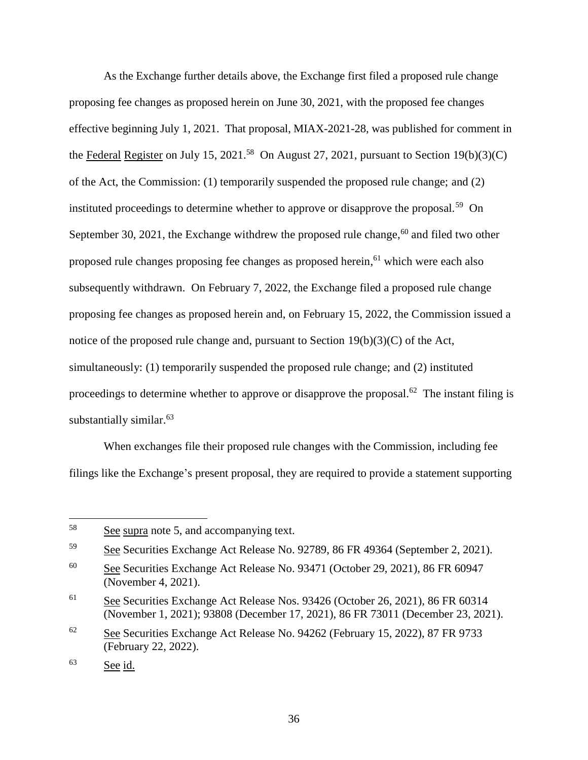As the Exchange further details above, the Exchange first filed a proposed rule change proposing fee changes as proposed herein on June 30, 2021, with the proposed fee changes effective beginning July 1, 2021. That proposal, MIAX-2021-28, was published for comment in the Federal Register on July 15, 2021.[58] On August 27, 2021, pursuant to Section 19(b)(3)(C) of the Act, the Commission: (1) temporarily suspended the proposed rule change; and (2) instituted proceedings to determine whether to approve or disapprove the proposal.[59] On September 30, 2021, the Exchange withdrew the proposed rule change,[60] and filed two other proposed rule changes proposing fee changes as proposed herein,[61] which were each also subsequently withdrawn. On February 7, 2022, the Exchange filed a proposed rule change proposing fee changes as proposed herein and, on February 15, 2022, the Commission issued a notice of the proposed rule change and, pursuant to Section 19(b)(3)(C) of the Act, simultaneously: (1) temporarily suspended the proposed rule change; and (2) instituted proceedings to determine whether to approve or disapprove the proposal.[62] The instant filing is substantially similar.[63]

When exchanges file their proposed rule changes with the Commission, including fee filings like the Exchange's present proposal, they are required to provide a statement supporting

---

[58] See supra note 5, and accompanying text.

[59] See Securities Exchange Act Release No. 92789, 86 FR 49364 (September 2, 2021).

[60] See Securities Exchange Act Release No. 93471 (October 29, 2021), 86 FR 60947 (November 4, 2021).

[61] See Securities Exchange Act Release Nos. 93426 (October 26, 2021), 86 FR 60314 (November 1, 2021); 93808 (December 17, 2021), 86 FR 73011 (December 23, 2021).

[62] See Securities Exchange Act Release No. 94262 (February 15, 2022), 87 FR 9733 (February 22, 2022).

[63] See id.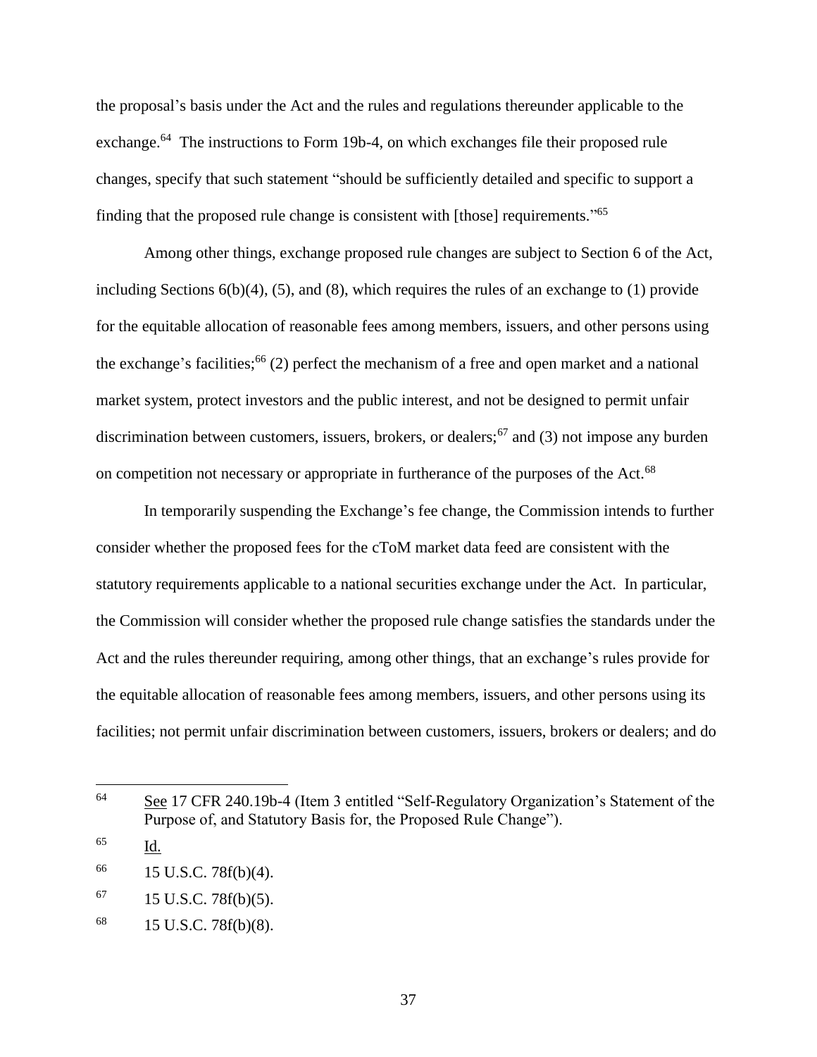the proposal's basis under the Act and the rules and regulations thereunder applicable to the exchange.[64] The instructions to Form 19b-4, on which exchanges file their proposed rule changes, specify that such statement "should be sufficiently detailed and specific to support a finding that the proposed rule change is consistent with [those] requirements."[65]

Among other things, exchange proposed rule changes are subject to Section 6 of the Act, including Sections 6(b)(4), (5), and (8), which requires the rules of an exchange to (1) provide for the equitable allocation of reasonable fees among members, issuers, and other persons using the exchange's facilities;[66] (2) perfect the mechanism of a free and open market and a national market system, protect investors and the public interest, and not be designed to permit unfair discrimination between customers, issuers, brokers, or dealers;[67] and (3) not impose any burden on competition not necessary or appropriate in furtherance of the purposes of the Act.[68]

In temporarily suspending the Exchange's fee change, the Commission intends to further consider whether the proposed fees for the cToM market data feed are consistent with the statutory requirements applicable to a national securities exchange under the Act. In particular, the Commission will consider whether the proposed rule change satisfies the standards under the Act and the rules thereunder requiring, among other things, that an exchange's rules provide for the equitable allocation of reasonable fees among members, issuers, and other persons using its facilities; not permit unfair discrimination between customers, issuers, brokers or dealers; and do

---

64 See 17 CFR 240.19b-4 (Item 3 entitled "Self-Regulatory Organization's Statement of the Purpose of, and Statutory Basis for, the Proposed Rule Change").

65 Id.

66 15 U.S.C. 78f(b)(4).

67 15 U.S.C. 78f(b)(5).

68 15 U.S.C. 78f(b)(8).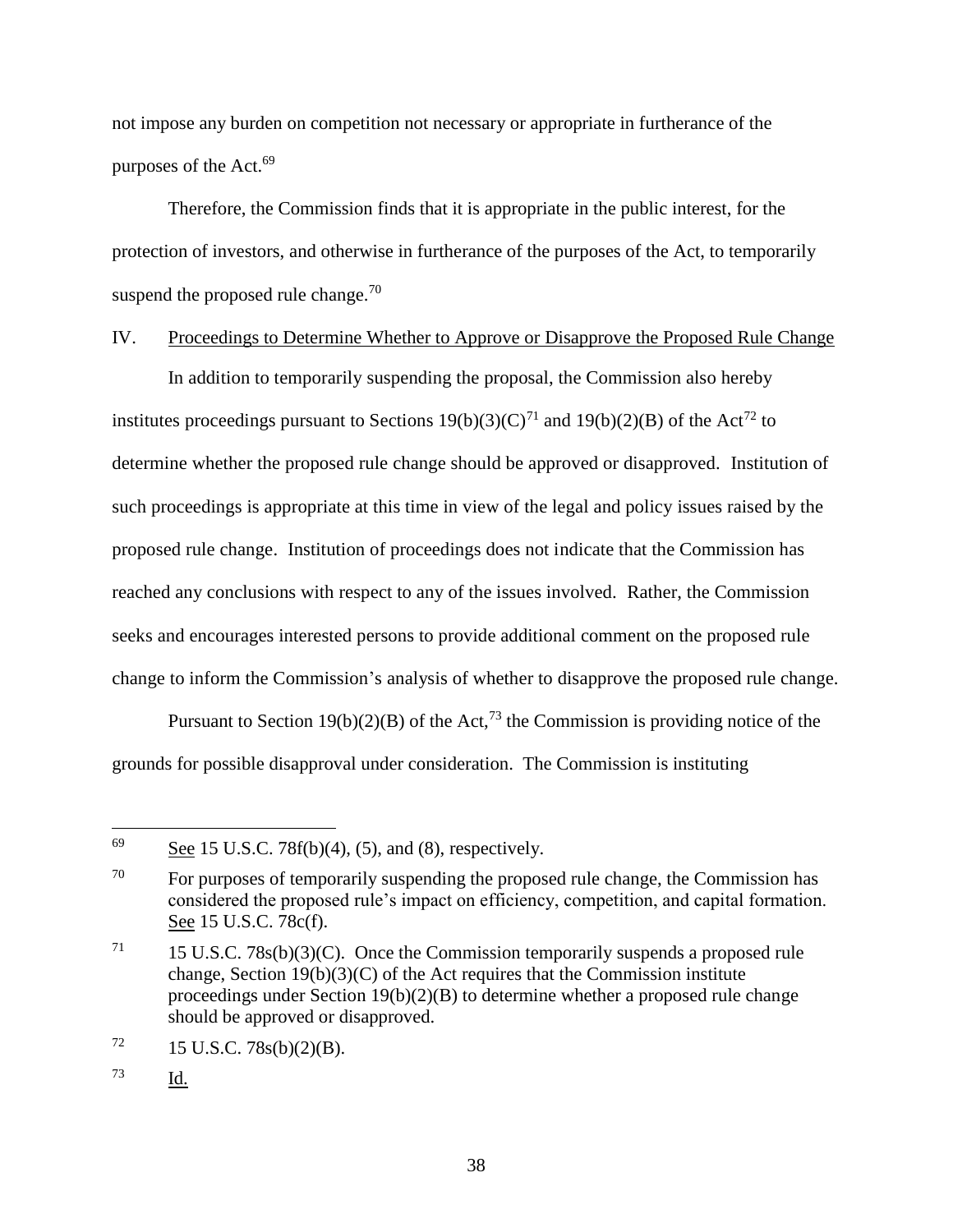not impose any burden on competition not necessary or appropriate in furtherance of the purposes of the Act.[69]

Therefore, the Commission finds that it is appropriate in the public interest, for the protection of investors, and otherwise in furtherance of the purposes of the Act, to temporarily suspend the proposed rule change.[70]

## IV. Proceedings to Determine Whether to Approve or Disapprove the Proposed Rule Change

In addition to temporarily suspending the proposal, the Commission also hereby institutes proceedings pursuant to Sections 19(b)(3)(C)[71] and 19(b)(2)(B) of the Act[72] to determine whether the proposed rule change should be approved or disapproved. Institution of such proceedings is appropriate at this time in view of the legal and policy issues raised by the proposed rule change. Institution of proceedings does not indicate that the Commission has reached any conclusions with respect to any of the issues involved. Rather, the Commission seeks and encourages interested persons to provide additional comment on the proposed rule change to inform the Commission's analysis of whether to disapprove the proposed rule change.

Pursuant to Section 19(b)(2)(B) of the Act,[73] the Commission is providing notice of the grounds for possible disapproval under consideration. The Commission is instituting

---

[69] See 15 U.S.C. 78f(b)(4), (5), and (8), respectively.

[70] For purposes of temporarily suspending the proposed rule change, the Commission has considered the proposed rule's impact on efficiency, competition, and capital formation. See 15 U.S.C. 78c(f).

[71] 15 U.S.C. 78s(b)(3)(C). Once the Commission temporarily suspends a proposed rule change, Section 19(b)(3)(C) of the Act requires that the Commission institute proceedings under Section 19(b)(2)(B) to determine whether a proposed rule change should be approved or disapproved.

[72] 15 U.S.C. 78s(b)(2)(B).

[73] Id.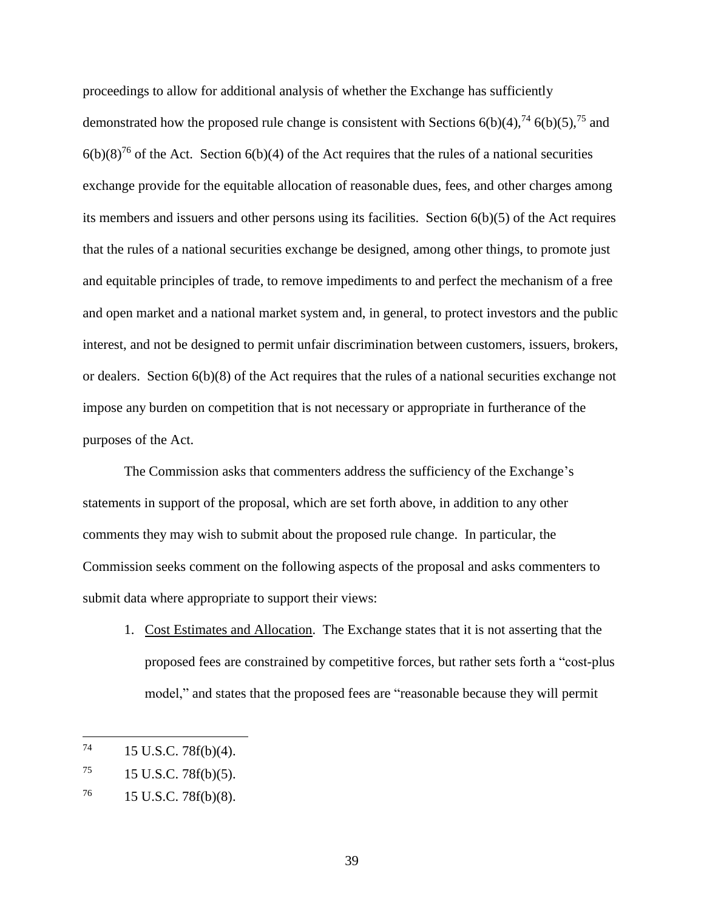proceedings to allow for additional analysis of whether the Exchange has sufficiently demonstrated how the proposed rule change is consistent with Sections 6(b)(4),[74] 6(b)(5),[75] and 6(b)(8)[76] of the Act. Section 6(b)(4) of the Act requires that the rules of a national securities exchange provide for the equitable allocation of reasonable dues, fees, and other charges among its members and issuers and other persons using its facilities. Section 6(b)(5) of the Act requires that the rules of a national securities exchange be designed, among other things, to promote just and equitable principles of trade, to remove impediments to and perfect the mechanism of a free and open market and a national market system and, in general, to protect investors and the public interest, and not be designed to permit unfair discrimination between customers, issuers, brokers, or dealers. Section 6(b)(8) of the Act requires that the rules of a national securities exchange not impose any burden on competition that is not necessary or appropriate in furtherance of the purposes of the Act.

The Commission asks that commenters address the sufficiency of the Exchange's statements in support of the proposal, which are set forth above, in addition to any other comments they may wish to submit about the proposed rule change. In particular, the Commission seeks comment on the following aspects of the proposal and asks commenters to submit data where appropriate to support their views:

1. Cost Estimates and Allocation. The Exchange states that it is not asserting that the proposed fees are constrained by competitive forces, but rather sets forth a "cost-plus model," and states that the proposed fees are "reasonable because they will permit

---

[74] 15 U.S.C. 78f(b)(4).

[75] 15 U.S.C. 78f(b)(5).

[76] 15 U.S.C. 78f(b)(8).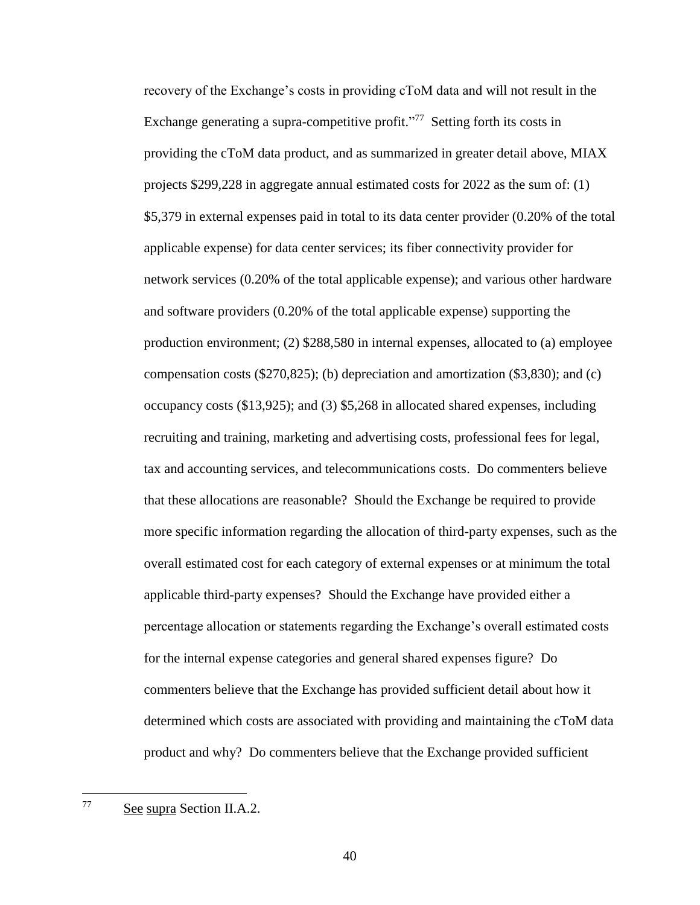recovery of the Exchange's costs in providing cToM data and will not result in the Exchange generating a supra-competitive profit."[77] Setting forth its costs in providing the cToM data product, and as summarized in greater detail above, MIAX projects $299,228 in aggregate annual estimated costs for 2022 as the sum of: (1) $5,379 in external expenses paid in total to its data center provider (0.20% of the total applicable expense) for data center services; its fiber connectivity provider for network services (0.20% of the total applicable expense); and various other hardware and software providers (0.20% of the total applicable expense) supporting the production environment; (2) $288,580 in internal expenses, allocated to (a) employee compensation costs ($270,825); (b) depreciation and amortization ($3,830); and (c) occupancy costs ($13,925); and (3) $5,268 in allocated shared expenses, including recruiting and training, marketing and advertising costs, professional fees for legal, tax and accounting services, and telecommunications costs. Do commenters believe that these allocations are reasonable? Should the Exchange be required to provide more specific information regarding the allocation of third-party expenses, such as the overall estimated cost for each category of external expenses or at minimum the total applicable third-party expenses? Should the Exchange have provided either a percentage allocation or statements regarding the Exchange's overall estimated costs for the internal expense categories and general shared expenses figure? Do commenters believe that the Exchange has provided sufficient detail about how it determined which costs are associated with providing and maintaining the cToM data product and why? Do commenters believe that the Exchange provided sufficient

---

[77] See supra Section II.A.2.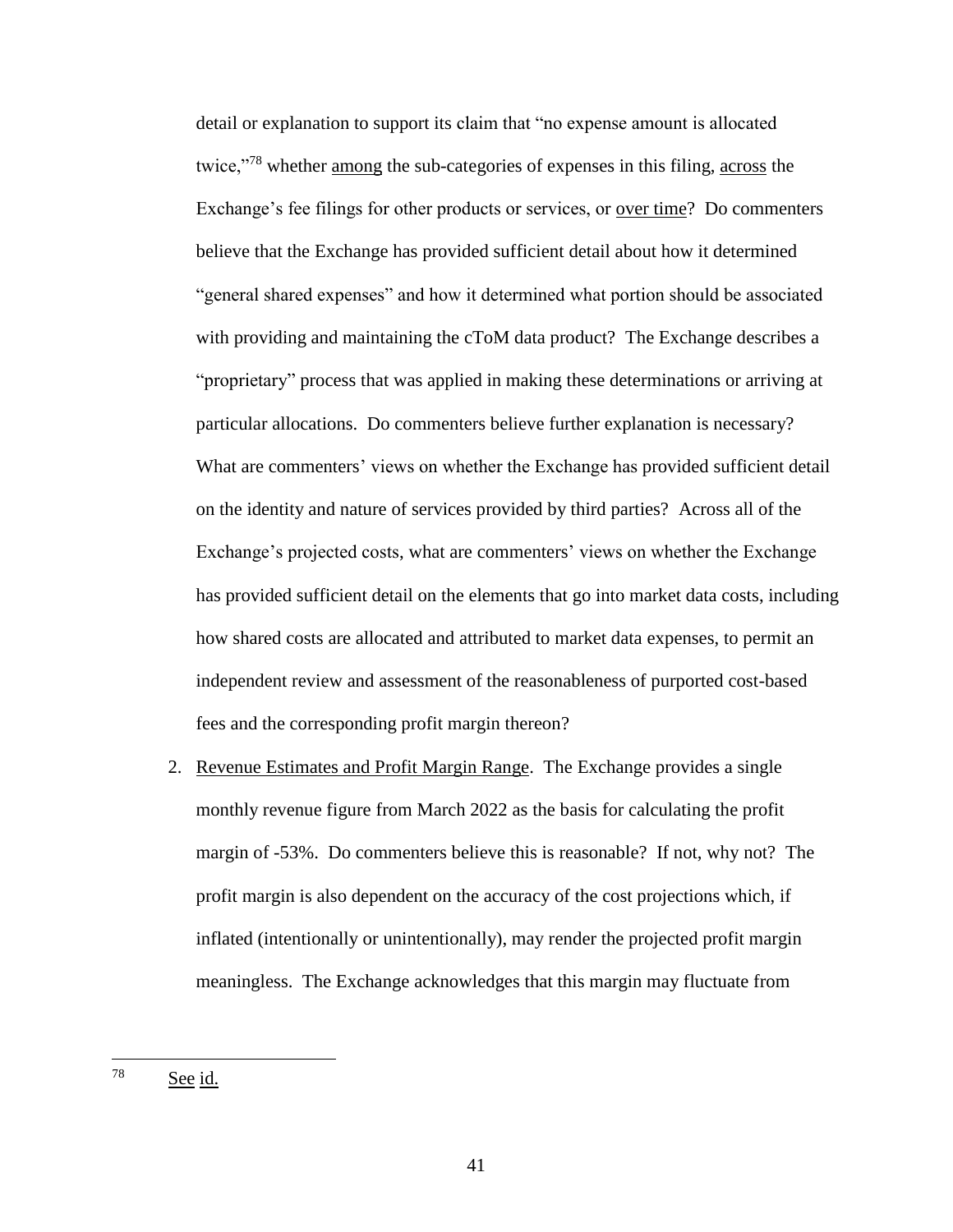detail or explanation to support its claim that "no expense amount is allocated twice,"[78] whether among the sub-categories of expenses in this filing, across the Exchange's fee filings for other products or services, or over time? Do commenters believe that the Exchange has provided sufficient detail about how it determined "general shared expenses" and how it determined what portion should be associated with providing and maintaining the cToM data product? The Exchange describes a "proprietary" process that was applied in making these determinations or arriving at particular allocations. Do commenters believe further explanation is necessary? What are commenters' views on whether the Exchange has provided sufficient detail on the identity and nature of services provided by third parties? Across all of the Exchange's projected costs, what are commenters' views on whether the Exchange has provided sufficient detail on the elements that go into market data costs, including how shared costs are allocated and attributed to market data expenses, to permit an independent review and assessment of the reasonableness of purported cost-based fees and the corresponding profit margin thereon?

2. Revenue Estimates and Profit Margin Range. The Exchange provides a single monthly revenue figure from March 2022 as the basis for calculating the profit margin of -53%. Do commenters believe this is reasonable? If not, why not? The profit margin is also dependent on the accuracy of the cost projections which, if inflated (intentionally or unintentionally), may render the projected profit margin meaningless. The Exchange acknowledges that this margin may fluctuate from

---

[78] See id.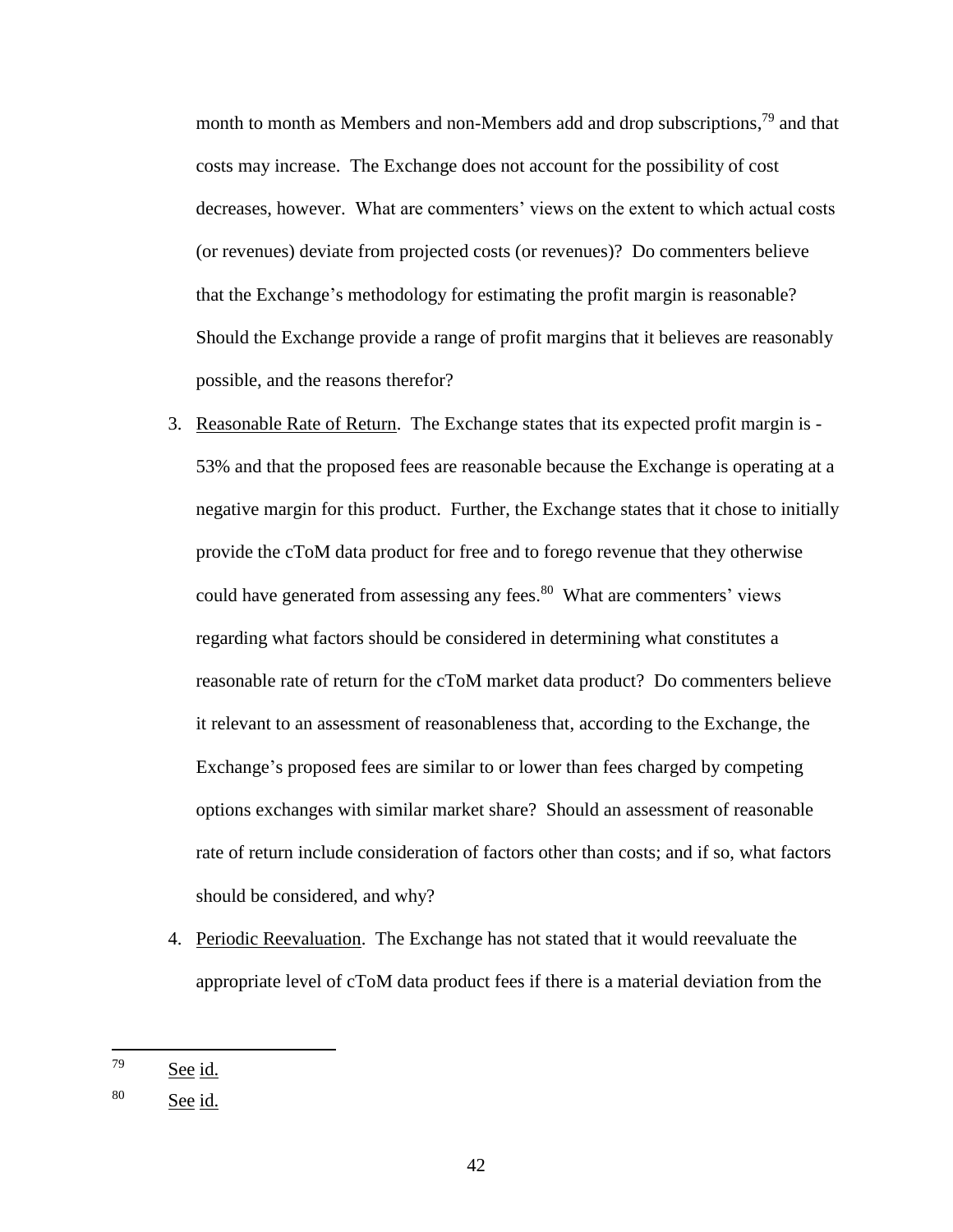month to month as Members and non-Members add and drop subscriptions,[79] and that costs may increase. The Exchange does not account for the possibility of cost decreases, however. What are commenters' views on the extent to which actual costs (or revenues) deviate from projected costs (or revenues)? Do commenters believe that the Exchange's methodology for estimating the profit margin is reasonable? Should the Exchange provide a range of profit margins that it believes are reasonably possible, and the reasons therefor?

3. Reasonable Rate of Return. The Exchange states that its expected profit margin is -53% and that the proposed fees are reasonable because the Exchange is operating at a negative margin for this product. Further, the Exchange states that it chose to initially provide the cToM data product for free and to forego revenue that they otherwise could have generated from assessing any fees.[80] What are commenters' views regarding what factors should be considered in determining what constitutes a reasonable rate of return for the cToM market data product? Do commenters believe it relevant to an assessment of reasonableness that, according to the Exchange, the Exchange's proposed fees are similar to or lower than fees charged by competing options exchanges with similar market share? Should an assessment of reasonable rate of return include consideration of factors other than costs; and if so, what factors should be considered, and why?

4. Periodic Reevaluation. The Exchange has not stated that it would reevaluate the appropriate level of cToM data product fees if there is a material deviation from the

---

[79] See id.

[80] See id.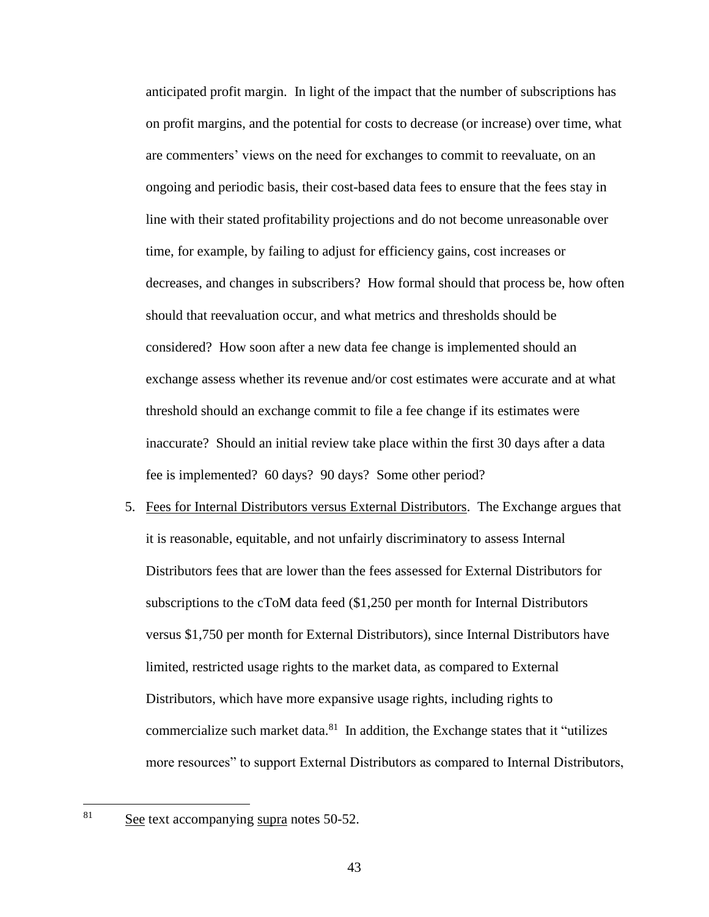anticipated profit margin. In light of the impact that the number of subscriptions has on profit margins, and the potential for costs to decrease (or increase) over time, what are commenters' views on the need for exchanges to commit to reevaluate, on an ongoing and periodic basis, their cost-based data fees to ensure that the fees stay in line with their stated profitability projections and do not become unreasonable over time, for example, by failing to adjust for efficiency gains, cost increases or decreases, and changes in subscribers? How formal should that process be, how often should that reevaluation occur, and what metrics and thresholds should be considered? How soon after a new data fee change is implemented should an exchange assess whether its revenue and/or cost estimates were accurate and at what threshold should an exchange commit to file a fee change if its estimates were inaccurate? Should an initial review take place within the first 30 days after a data fee is implemented? 60 days? 90 days? Some other period?

5. Fees for Internal Distributors versus External Distributors. The Exchange argues that it is reasonable, equitable, and not unfairly discriminatory to assess Internal Distributors fees that are lower than the fees assessed for External Distributors for subscriptions to the cToM data feed ($1,250 per month for Internal Distributors versus $1,750 per month for External Distributors), since Internal Distributors have limited, restricted usage rights to the market data, as compared to External Distributors, which have more expansive usage rights, including rights to commercialize such market data.[81] In addition, the Exchange states that it "utilizes more resources" to support External Distributors as compared to Internal Distributors,

[81] See text accompanying supra notes 50-52.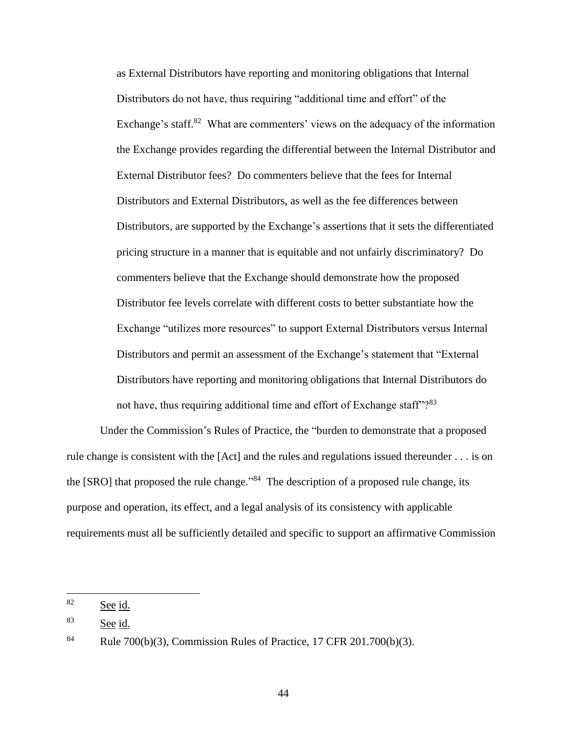as External Distributors have reporting and monitoring obligations that Internal Distributors do not have, thus requiring "additional time and effort" of the Exchange's staff.[82] What are commenters' views on the adequacy of the information the Exchange provides regarding the differential between the Internal Distributor and External Distributor fees? Do commenters believe that the fees for Internal Distributors and External Distributors, as well as the fee differences between Distributors, are supported by the Exchange's assertions that it sets the differentiated pricing structure in a manner that is equitable and not unfairly discriminatory? Do commenters believe that the Exchange should demonstrate how the proposed Distributor fee levels correlate with different costs to better substantiate how the Exchange "utilizes more resources" to support External Distributors versus Internal Distributors and permit an assessment of the Exchange's statement that "External Distributors have reporting and monitoring obligations that Internal Distributors do not have, thus requiring additional time and effort of Exchange staff"?[83]

Under the Commission's Rules of Practice, the "burden to demonstrate that a proposed rule change is consistent with the [Act] and the rules and regulations issued thereunder . . . is on the [SRO] that proposed the rule change."[84] The description of a proposed rule change, its purpose and operation, its effect, and a legal analysis of its consistency with applicable requirements must all be sufficiently detailed and specific to support an affirmative Commission

---

[82] See id.

[83] See id.

[84] Rule 700(b)(3), Commission Rules of Practice, 17 CFR 201.700(b)(3).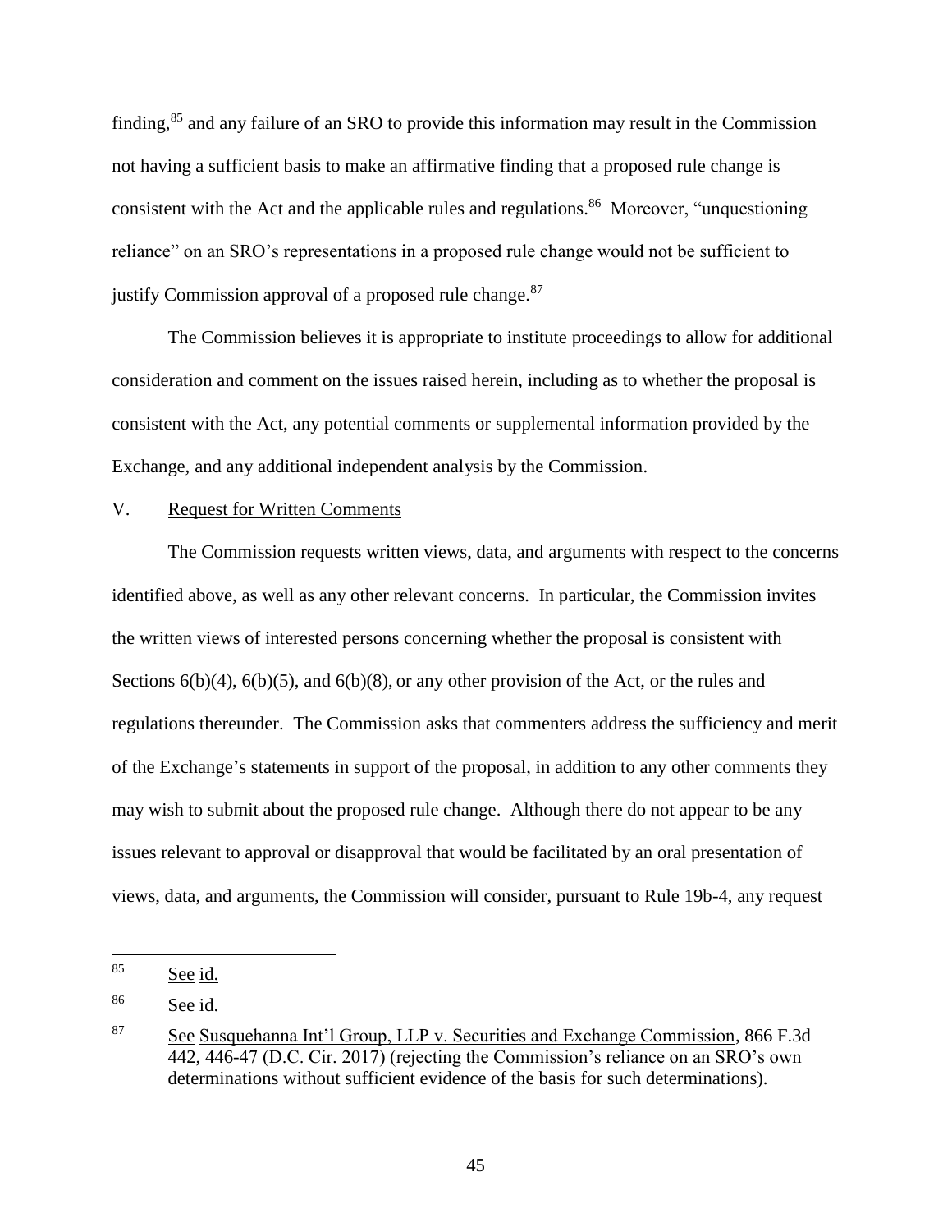finding,[85] and any failure of an SRO to provide this information may result in the Commission not having a sufficient basis to make an affirmative finding that a proposed rule change is consistent with the Act and the applicable rules and regulations.[86] Moreover, "unquestioning reliance" on an SRO's representations in a proposed rule change would not be sufficient to justify Commission approval of a proposed rule change.[87]

The Commission believes it is appropriate to institute proceedings to allow for additional consideration and comment on the issues raised herein, including as to whether the proposal is consistent with the Act, any potential comments or supplemental information provided by the Exchange, and any additional independent analysis by the Commission.

## V. Request for Written Comments

The Commission requests written views, data, and arguments with respect to the concerns identified above, as well as any other relevant concerns. In particular, the Commission invites the written views of interested persons concerning whether the proposal is consistent with Sections 6(b)(4), 6(b)(5), and 6(b)(8), or any other provision of the Act, or the rules and regulations thereunder. The Commission asks that commenters address the sufficiency and merit of the Exchange's statements in support of the proposal, in addition to any other comments they may wish to submit about the proposed rule change. Although there do not appear to be any issues relevant to approval or disapproval that would be facilitated by an oral presentation of views, data, and arguments, the Commission will consider, pursuant to Rule 19b-4, any request

---

[85] See id.

[86] See id.

[87] See Susquehanna Int'l Group, LLP v. Securities and Exchange Commission, 866 F.3d 442, 446-47 (D.C. Cir. 2017) (rejecting the Commission's reliance on an SRO's own determinations without sufficient evidence of the basis for such determinations).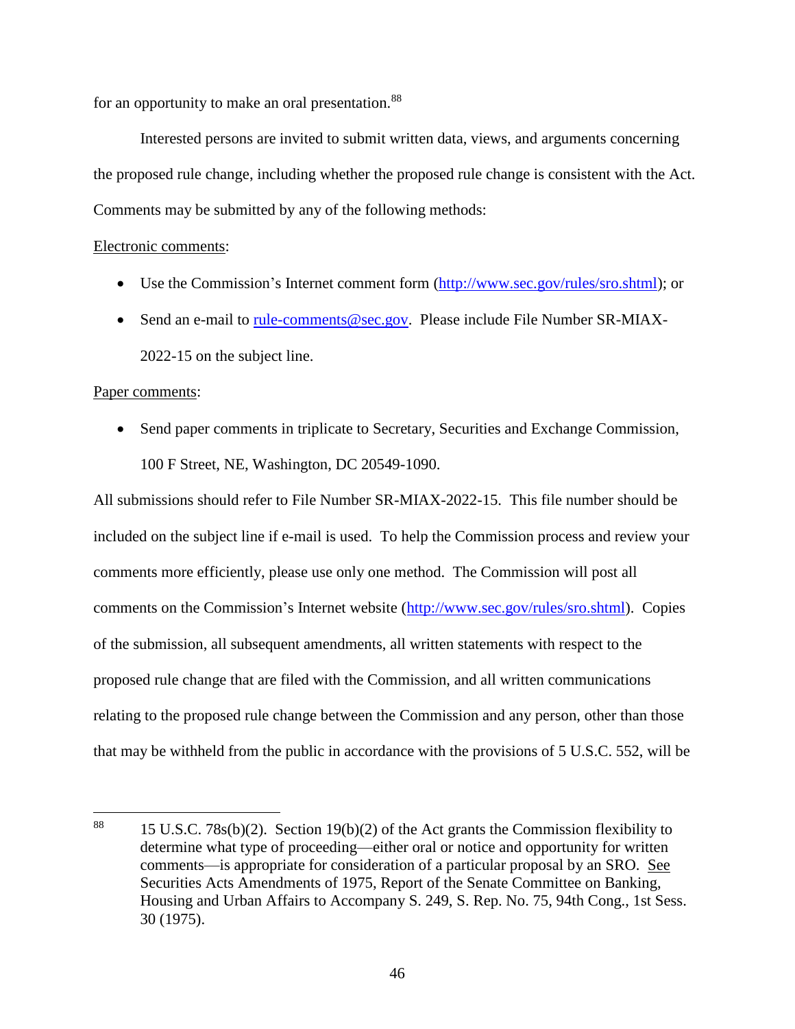for an opportunity to make an oral presentation.[88]

Interested persons are invited to submit written data, views, and arguments concerning the proposed rule change, including whether the proposed rule change is consistent with the Act. Comments may be submitted by any of the following methods:

Electronic comments:

- Use the Commission's Internet comment form (http://www.sec.gov/rules/sro.shtml); or
- Send an e-mail to rule-comments@sec.gov. Please include File Number SR-MIAX-2022-15 on the subject line.

Paper comments:

- Send paper comments in triplicate to Secretary, Securities and Exchange Commission, 100 F Street, NE, Washington, DC 20549-1090.

All submissions should refer to File Number SR-MIAX-2022-15. This file number should be included on the subject line if e-mail is used. To help the Commission process and review your comments more efficiently, please use only one method. The Commission will post all comments on the Commission's Internet website (http://www.sec.gov/rules/sro.shtml). Copies of the submission, all subsequent amendments, all written statements with respect to the proposed rule change that are filed with the Commission, and all written communications relating to the proposed rule change between the Commission and any person, other than those that may be withheld from the public in accordance with the provisions of 5 U.S.C. 552, will be

---

[88] 15 U.S.C. 78s(b)(2). Section 19(b)(2) of the Act grants the Commission flexibility to determine what type of proceeding—either oral or notice and opportunity for written comments—is appropriate for consideration of a particular proposal by an SRO. See Securities Acts Amendments of 1975, Report of the Senate Committee on Banking, Housing and Urban Affairs to Accompany S. 249, S. Rep. No. 75, 94th Cong., 1st Sess. 30 (1975).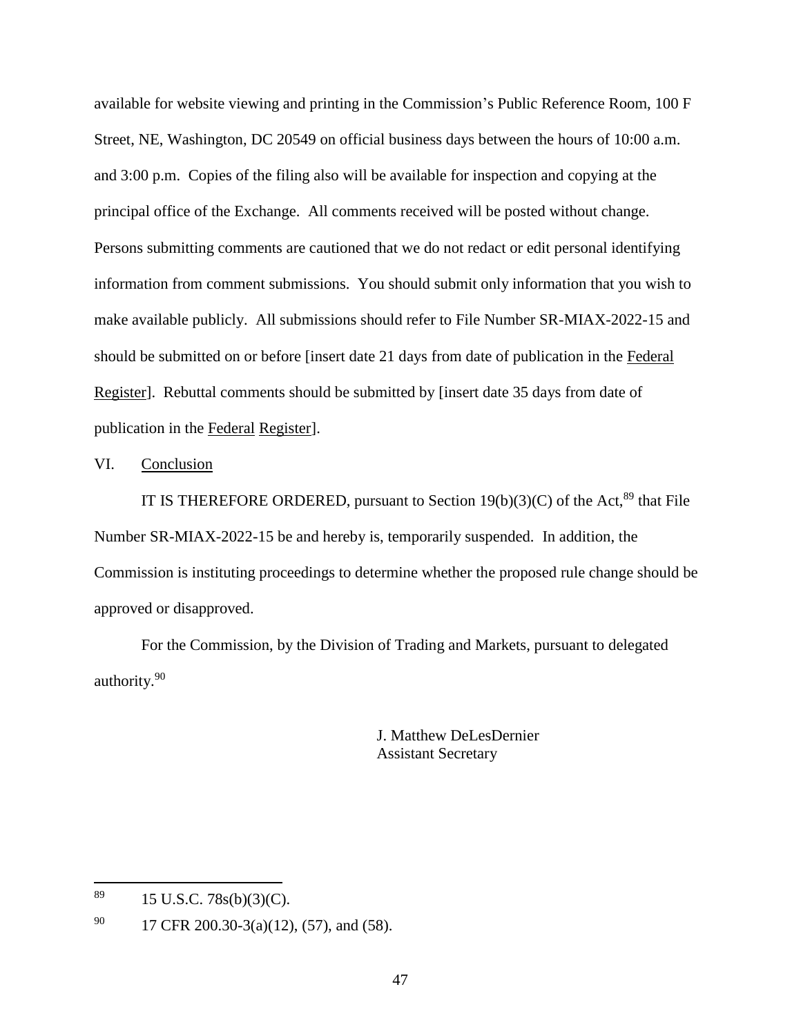available for website viewing and printing in the Commission's Public Reference Room, 100 F Street, NE, Washington, DC 20549 on official business days between the hours of 10:00 a.m. and 3:00 p.m. Copies of the filing also will be available for inspection and copying at the principal office of the Exchange. All comments received will be posted without change. Persons submitting comments are cautioned that we do not redact or edit personal identifying information from comment submissions. You should submit only information that you wish to make available publicly. All submissions should refer to File Number SR-MIAX-2022-15 and should be submitted on or before [insert date 21 days from date of publication in the Federal Register]. Rebuttal comments should be submitted by [insert date 35 days from date of publication in the Federal Register].

## VI. Conclusion

IT IS THEREFORE ORDERED, pursuant to Section 19(b)(3)(C) of the Act,[89] that File Number SR-MIAX-2022-15 be and hereby is, temporarily suspended. In addition, the Commission is instituting proceedings to determine whether the proposed rule change should be approved or disapproved.

For the Commission, by the Division of Trading and Markets, pursuant to delegated authority.[90]

J. Matthew DeLesDernier
Assistant Secretary

---

[89] 15 U.S.C. 78s(b)(3)(C).

[90] 17 CFR 200.30-3(a)(12), (57), and (58).